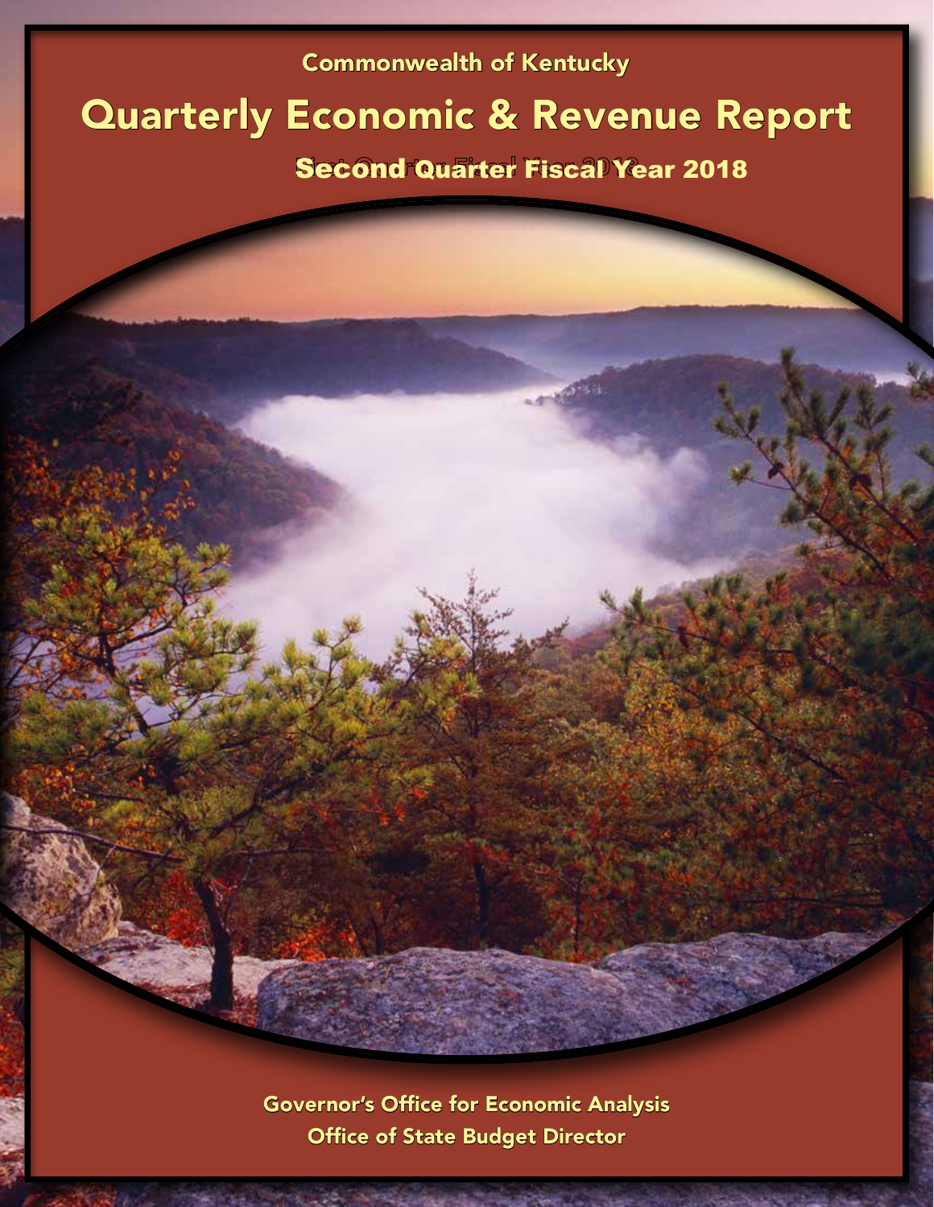Commonwealth of Kentucky

# Quarterly Economic & Revenue Report

## Second Quarter Fiscal Year 2018

Governor's Office for Economic Analysis

Office of State Budget Director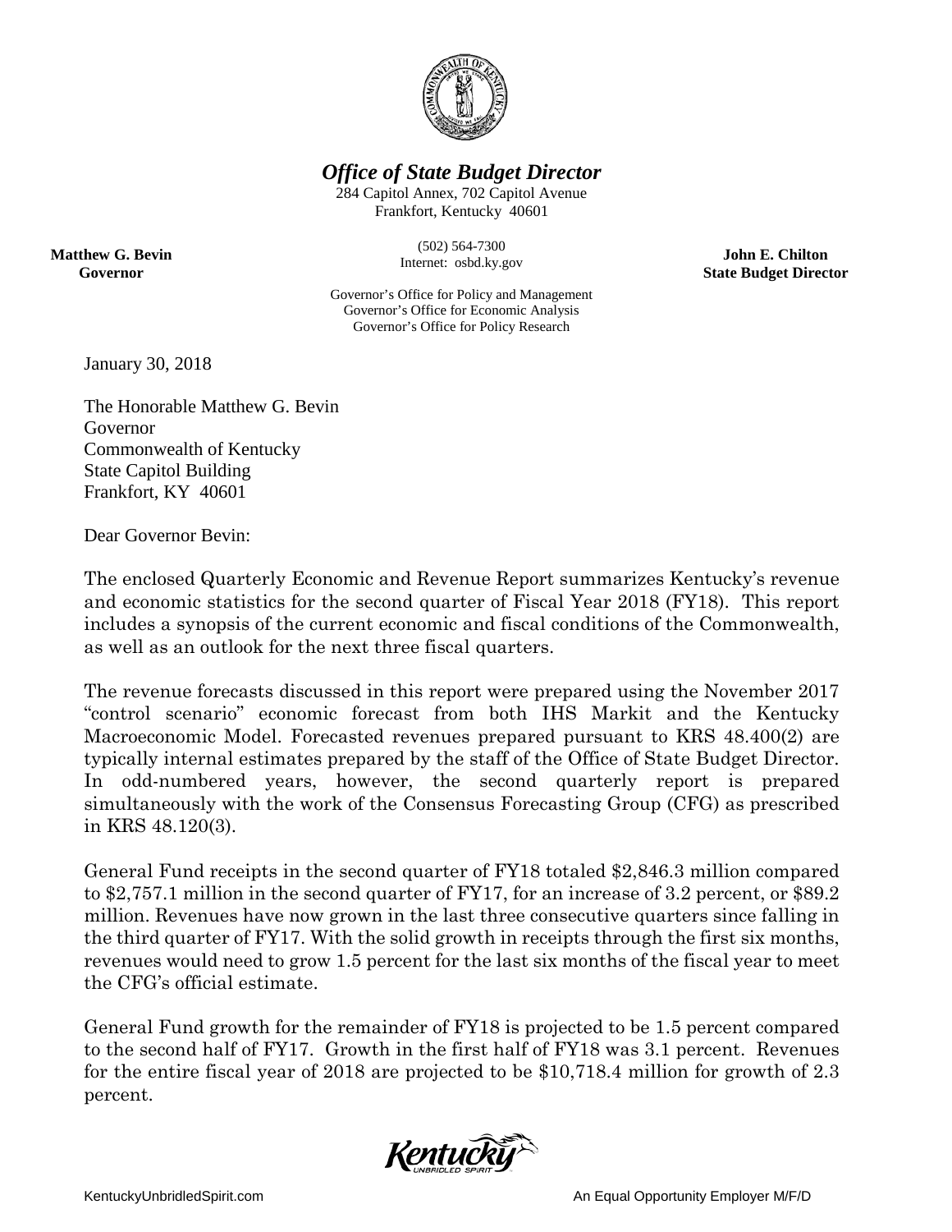# *Office of State Budget Director*

284 Capitol Annex, 702 Capitol Avenue
Frankfort, Kentucky 40601

(502) 564-7300
Internet: osbd.ky.gov

**Matthew G. Bevin**
**Governor**

**John E. Chilton**
**State Budget Director**

Governor's Office for Policy and Management
Governor's Office for Economic Analysis
Governor's Office for Policy Research

January 30, 2018

The Honorable Matthew G. Bevin
Governor
Commonwealth of Kentucky
State Capitol Building
Frankfort, KY 40601

Dear Governor Bevin:

The enclosed Quarterly Economic and Revenue Report summarizes Kentucky's revenue and economic statistics for the second quarter of Fiscal Year 2018 (FY18). This report includes a synopsis of the current economic and fiscal conditions of the Commonwealth, as well as an outlook for the next three fiscal quarters.

The revenue forecasts discussed in this report were prepared using the November 2017 "control scenario" economic forecast from both IHS Markit and the Kentucky Macroeconomic Model. Forecasted revenues prepared pursuant to KRS 48.400(2) are typically internal estimates prepared by the staff of the Office of State Budget Director. In odd-numbered years, however, the second quarterly report is prepared simultaneously with the work of the Consensus Forecasting Group (CFG) as prescribed in KRS 48.120(3).

General Fund receipts in the second quarter of FY18 totaled $2,846.3 million compared to $2,757.1 million in the second quarter of FY17, for an increase of 3.2 percent, or $89.2 million. Revenues have now grown in the last three consecutive quarters since falling in the third quarter of FY17. With the solid growth in receipts through the first six months, revenues would need to grow 1.5 percent for the last six months of the fiscal year to meet the CFG's official estimate.

General Fund growth for the remainder of FY18 is projected to be 1.5 percent compared to the second half of FY17. Growth in the first half of FY18 was 3.1 percent. Revenues for the entire fiscal year of 2018 are projected to be $10,718.4 million for growth of 2.3 percent.

KentuckyUnbridledSpirit.com An Equal Opportunity Employer M/F/D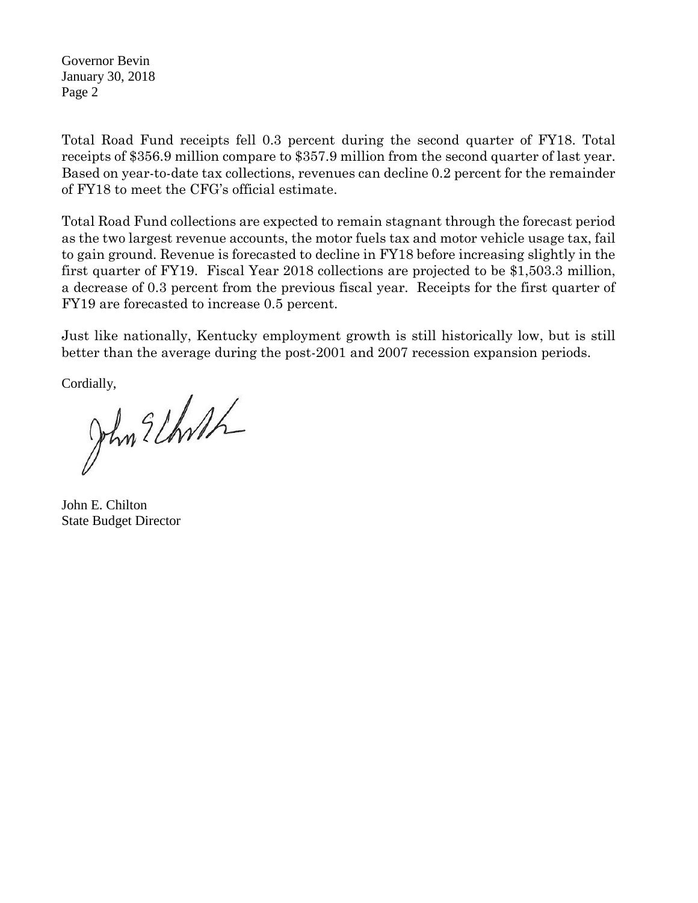Total Road Fund receipts fell 0.3 percent during the second quarter of FY18. Total receipts of $356.9 million compare to $357.9 million from the second quarter of last year. Based on year-to-date tax collections, revenues can decline 0.2 percent for the remainder of FY18 to meet the CFG's official estimate.

Total Road Fund collections are expected to remain stagnant through the forecast period as the two largest revenue accounts, the motor fuels tax and motor vehicle usage tax, fail to gain ground. Revenue is forecasted to decline in FY18 before increasing slightly in the first quarter of FY19. Fiscal Year 2018 collections are projected to be $1,503.3 million, a decrease of 0.3 percent from the previous fiscal year. Receipts for the first quarter of FY19 are forecasted to increase 0.5 percent.

Just like nationally, Kentucky employment growth is still historically low, but is still better than the average during the post-2001 and 2007 recession expansion periods.

Cordially,

John E. Chilton
State Budget Director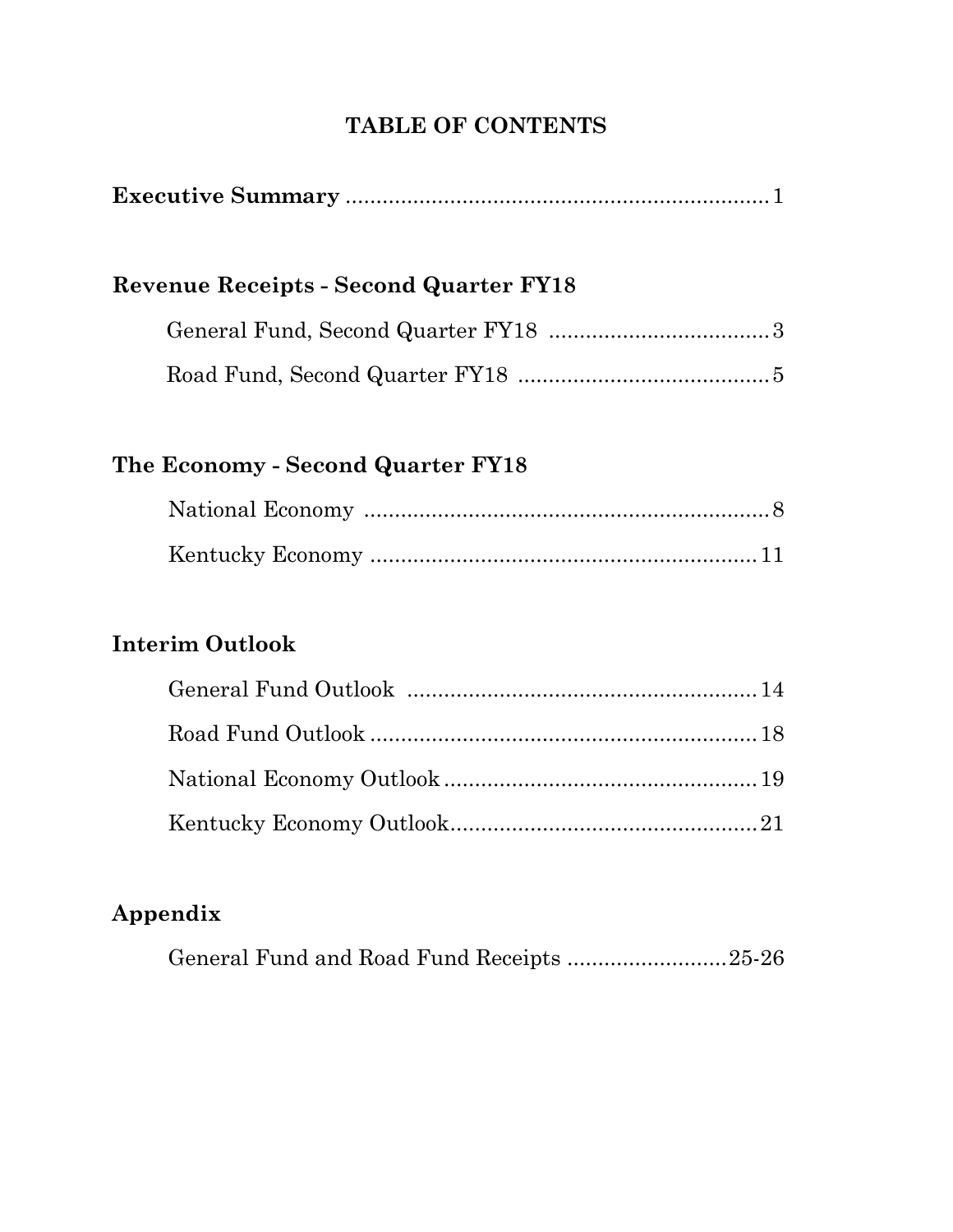# TABLE OF CONTENTS

**Executive Summary** .................................................................... 1

**Revenue Receipts - Second Quarter FY18**

General Fund, Second Quarter FY18 .................................... 3

Road Fund, Second Quarter FY18 ........................................ 5

**The Economy - Second Quarter FY18**

National Economy .................................................................. 8

Kentucky Economy ............................................................... 11

**Interim Outlook**

General Fund Outlook ......................................................... 14

Road Fund Outlook ............................................................... 18

National Economy Outlook ................................................... 19

Kentucky Economy Outlook.................................................. 21

**Appendix**

General Fund and Road Fund Receipts ..........................25-26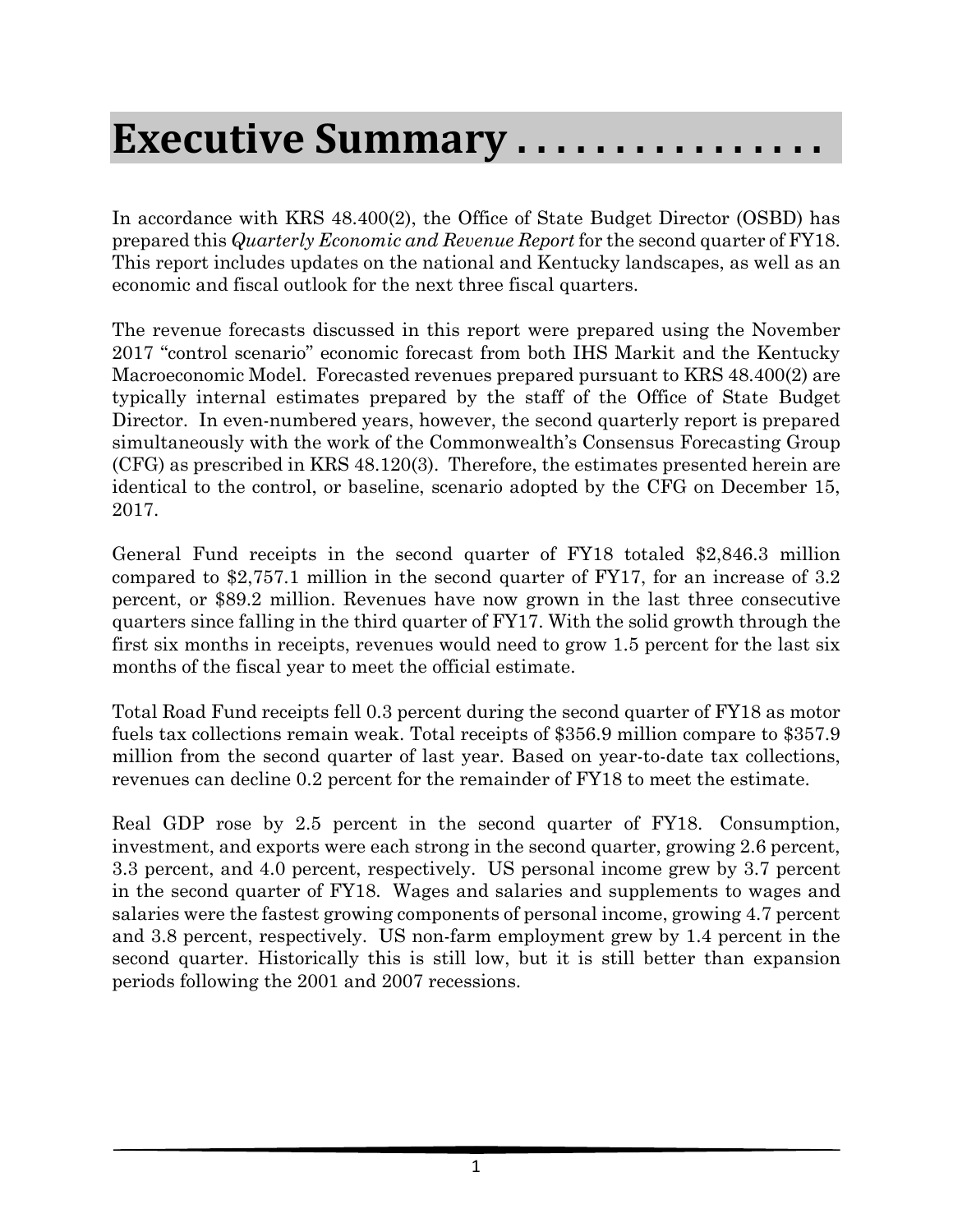# Executive Summary . . . . . . . . . . . . . . . .

In accordance with KRS 48.400(2), the Office of State Budget Director (OSBD) has prepared this *Quarterly Economic and Revenue Report* for the second quarter of FY18. This report includes updates on the national and Kentucky landscapes, as well as an economic and fiscal outlook for the next three fiscal quarters.

The revenue forecasts discussed in this report were prepared using the November 2017 "control scenario" economic forecast from both IHS Markit and the Kentucky Macroeconomic Model. Forecasted revenues prepared pursuant to KRS 48.400(2) are typically internal estimates prepared by the staff of the Office of State Budget Director. In even-numbered years, however, the second quarterly report is prepared simultaneously with the work of the Commonwealth's Consensus Forecasting Group (CFG) as prescribed in KRS 48.120(3). Therefore, the estimates presented herein are identical to the control, or baseline, scenario adopted by the CFG on December 15, 2017.

General Fund receipts in the second quarter of FY18 totaled $2,846.3 million compared to $2,757.1 million in the second quarter of FY17, for an increase of 3.2 percent, or $89.2 million. Revenues have now grown in the last three consecutive quarters since falling in the third quarter of FY17. With the solid growth through the first six months in receipts, revenues would need to grow 1.5 percent for the last six months of the fiscal year to meet the official estimate.

Total Road Fund receipts fell 0.3 percent during the second quarter of FY18 as motor fuels tax collections remain weak. Total receipts of $356.9 million compare to $357.9 million from the second quarter of last year. Based on year-to-date tax collections, revenues can decline 0.2 percent for the remainder of FY18 to meet the estimate.

Real GDP rose by 2.5 percent in the second quarter of FY18. Consumption, investment, and exports were each strong in the second quarter, growing 2.6 percent, 3.3 percent, and 4.0 percent, respectively. US personal income grew by 3.7 percent in the second quarter of FY18. Wages and salaries and supplements to wages and salaries were the fastest growing components of personal income, growing 4.7 percent and 3.8 percent, respectively. US non-farm employment grew by 1.4 percent in the second quarter. Historically this is still low, but it is still better than expansion periods following the 2001 and 2007 recessions.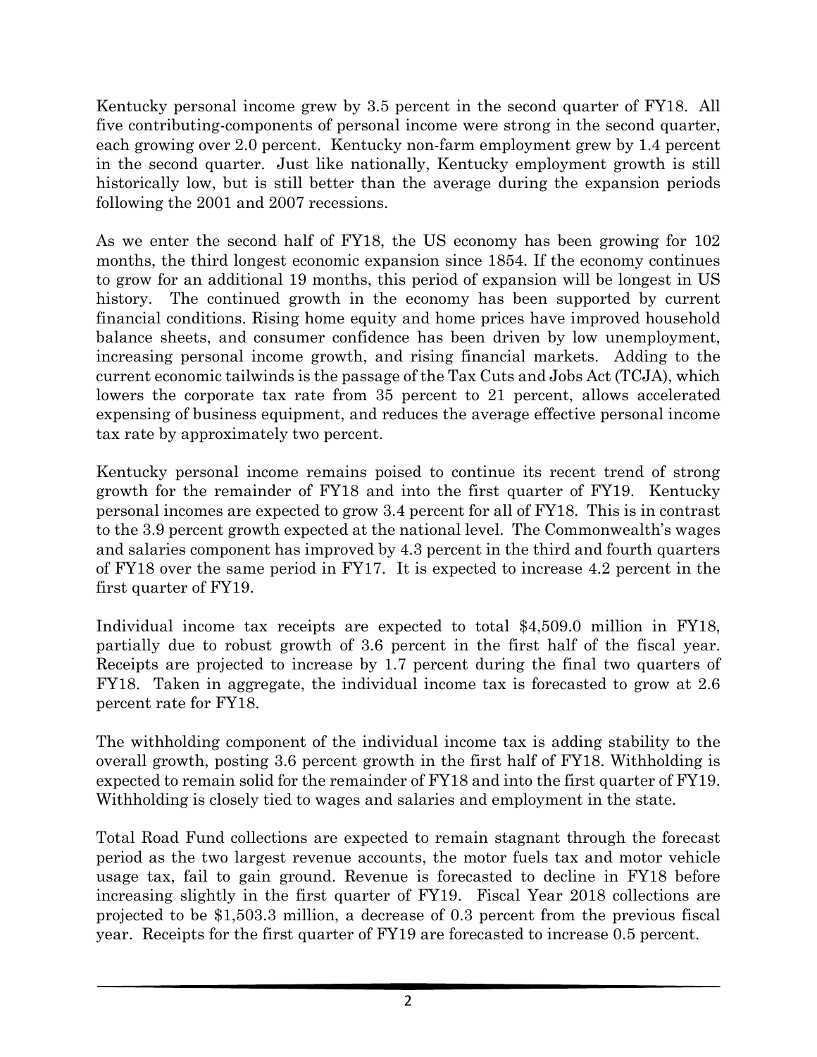Kentucky personal income grew by 3.5 percent in the second quarter of FY18. All five contributing-components of personal income were strong in the second quarter, each growing over 2.0 percent. Kentucky non-farm employment grew by 1.4 percent in the second quarter. Just like nationally, Kentucky employment growth is still historically low, but is still better than the average during the expansion periods following the 2001 and 2007 recessions.

As we enter the second half of FY18, the US economy has been growing for 102 months, the third longest economic expansion since 1854. If the economy continues to grow for an additional 19 months, this period of expansion will be longest in US history. The continued growth in the economy has been supported by current financial conditions. Rising home equity and home prices have improved household balance sheets, and consumer confidence has been driven by low unemployment, increasing personal income growth, and rising financial markets. Adding to the current economic tailwinds is the passage of the Tax Cuts and Jobs Act (TCJA), which lowers the corporate tax rate from 35 percent to 21 percent, allows accelerated expensing of business equipment, and reduces the average effective personal income tax rate by approximately two percent.

Kentucky personal income remains poised to continue its recent trend of strong growth for the remainder of FY18 and into the first quarter of FY19. Kentucky personal incomes are expected to grow 3.4 percent for all of FY18. This is in contrast to the 3.9 percent growth expected at the national level. The Commonwealth's wages and salaries component has improved by 4.3 percent in the third and fourth quarters of FY18 over the same period in FY17. It is expected to increase 4.2 percent in the first quarter of FY19.

Individual income tax receipts are expected to total $4,509.0 million in FY18, partially due to robust growth of 3.6 percent in the first half of the fiscal year. Receipts are projected to increase by 1.7 percent during the final two quarters of FY18. Taken in aggregate, the individual income tax is forecasted to grow at 2.6 percent rate for FY18.

The withholding component of the individual income tax is adding stability to the overall growth, posting 3.6 percent growth in the first half of FY18. Withholding is expected to remain solid for the remainder of FY18 and into the first quarter of FY19. Withholding is closely tied to wages and salaries and employment in the state.

Total Road Fund collections are expected to remain stagnant through the forecast period as the two largest revenue accounts, the motor fuels tax and motor vehicle usage tax, fail to gain ground. Revenue is forecasted to decline in FY18 before increasing slightly in the first quarter of FY19. Fiscal Year 2018 collections are projected to be $1,503.3 million, a decrease of 0.3 percent from the previous fiscal year. Receipts for the first quarter of FY19 are forecasted to increase 0.5 percent.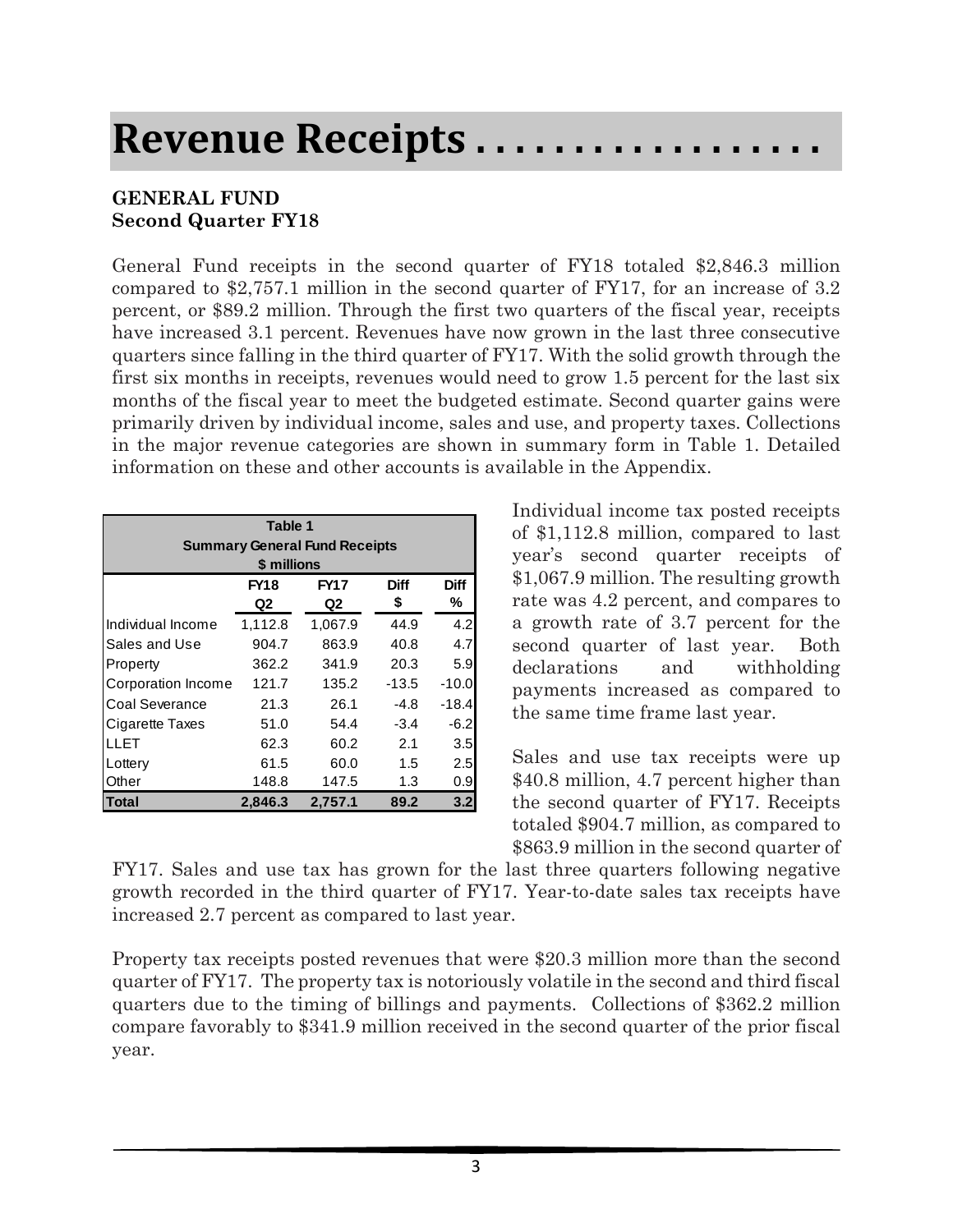# Revenue Receipts . . . . . . . . . . . . . . . . . . .

**GENERAL FUND**
**Second Quarter FY18**

General Fund receipts in the second quarter of FY18 totaled $2,846.3 million compared to $2,757.1 million in the second quarter of FY17, for an increase of 3.2 percent, or $89.2 million. Through the first two quarters of the fiscal year, receipts have increased 3.1 percent. Revenues have now grown in the last three consecutive quarters since falling in the third quarter of FY17. With the solid growth through the first six months in receipts, revenues would need to grow 1.5 percent for the last six months of the fiscal year to meet the budgeted estimate. Second quarter gains were primarily driven by individual income, sales and use, and property taxes. Collections in the major revenue categories are shown in summary form in Table 1. Detailed information on these and other accounts is available in the Appendix.

**Table 1**
**Summary General Fund Receipts**
**$ millions**

| | FY18 Q2 | FY17 Q2 | Diff $ | Diff % |
|---|---|---|---|---|
| Individual Income | 1,112.8 | 1,067.9 | 44.9 | 4.2 |
| Sales and Use | 904.7 | 863.9 | 40.8 | 4.7 |
| Property | 362.2 | 341.9 | 20.3 | 5.9 |
| Corporation Income | 121.7 | 135.2 | -13.5 | -10.0 |
| Coal Severance | 21.3 | 26.1 | -4.8 | -18.4 |
| Cigarette Taxes | 51.0 | 54.4 | -3.4 | -6.2 |
| LLET | 62.3 | 60.2 | 2.1 | 3.5 |
| Lottery | 61.5 | 60.0 | 1.5 | 2.5 |
| Other | 148.8 | 147.5 | 1.3 | 0.9 |
| **Total** | **2,846.3** | **2,757.1** | **89.2** | **3.2** |

Individual income tax posted receipts of $1,112.8 million, compared to last year's second quarter receipts of $1,067.9 million. The resulting growth rate was 4.2 percent, and compares to a growth rate of 3.7 percent for the second quarter of last year. Both declarations and withholding payments increased as compared to the same time frame last year.

Sales and use tax receipts were up $40.8 million, 4.7 percent higher than the second quarter of FY17. Receipts totaled $904.7 million, as compared to $863.9 million in the second quarter of FY17. Sales and use tax has grown for the last three quarters following negative growth recorded in the third quarter of FY17. Year-to-date sales tax receipts have increased 2.7 percent as compared to last year.

Property tax receipts posted revenues that were $20.3 million more than the second quarter of FY17. The property tax is notoriously volatile in the second and third fiscal quarters due to the timing of billings and payments. Collections of $362.2 million compare favorably to $341.9 million received in the second quarter of the prior fiscal year.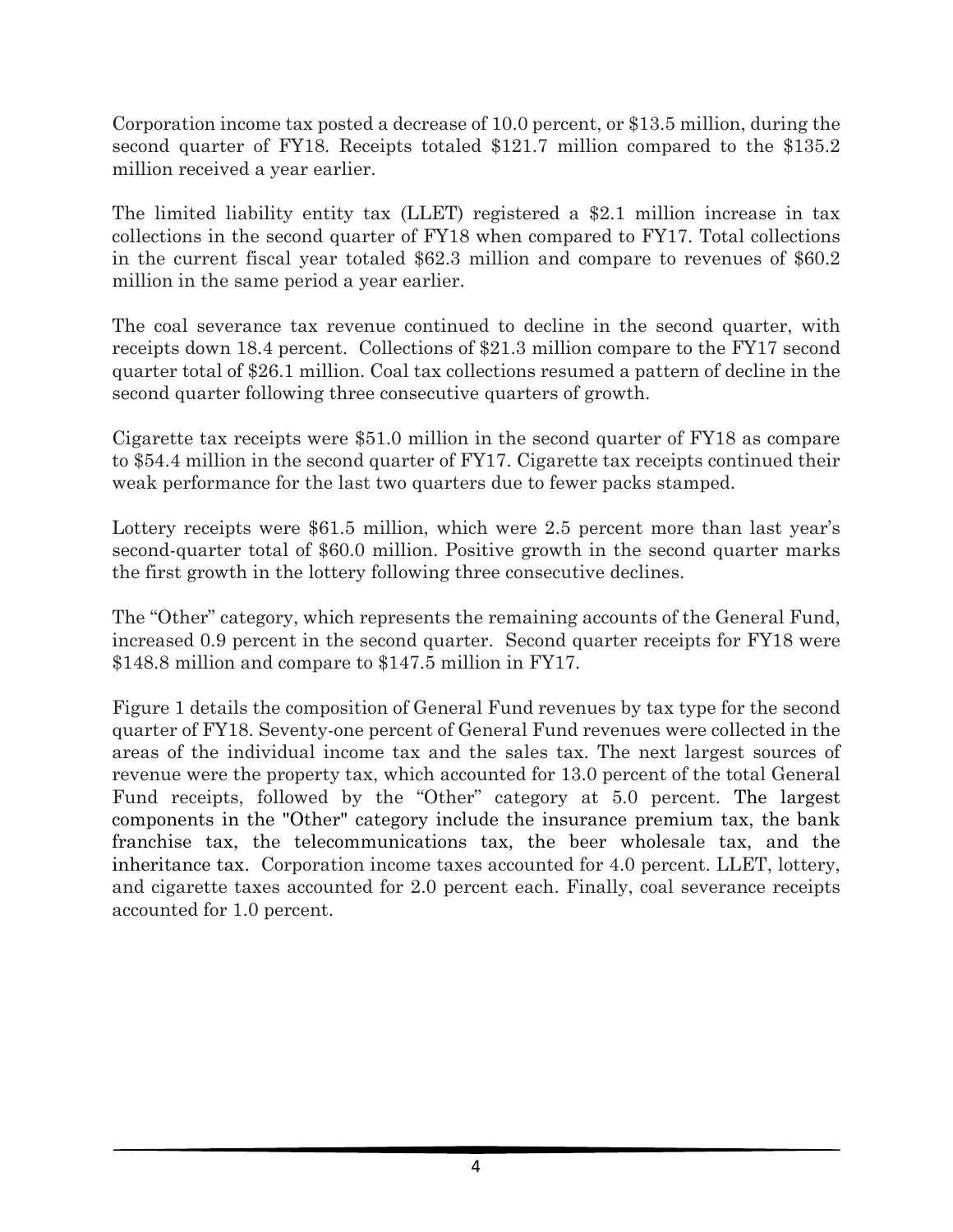Corporation income tax posted a decrease of 10.0 percent, or $13.5 million, during the second quarter of FY18. Receipts totaled $121.7 million compared to the $135.2 million received a year earlier.

The limited liability entity tax (LLET) registered a $2.1 million increase in tax collections in the second quarter of FY18 when compared to FY17. Total collections in the current fiscal year totaled $62.3 million and compare to revenues of $60.2 million in the same period a year earlier.

The coal severance tax revenue continued to decline in the second quarter, with receipts down 18.4 percent. Collections of $21.3 million compare to the FY17 second quarter total of $26.1 million. Coal tax collections resumed a pattern of decline in the second quarter following three consecutive quarters of growth.

Cigarette tax receipts were $51.0 million in the second quarter of FY18 as compare to $54.4 million in the second quarter of FY17. Cigarette tax receipts continued their weak performance for the last two quarters due to fewer packs stamped.

Lottery receipts were $61.5 million, which were 2.5 percent more than last year's second-quarter total of $60.0 million. Positive growth in the second quarter marks the first growth in the lottery following three consecutive declines.

The "Other" category, which represents the remaining accounts of the General Fund, increased 0.9 percent in the second quarter. Second quarter receipts for FY18 were $148.8 million and compare to $147.5 million in FY17.

Figure 1 details the composition of General Fund revenues by tax type for the second quarter of FY18. Seventy-one percent of General Fund revenues were collected in the areas of the individual income tax and the sales tax. The next largest sources of revenue were the property tax, which accounted for 13.0 percent of the total General Fund receipts, followed by the "Other" category at 5.0 percent. The largest components in the "Other" category include the insurance premium tax, the bank franchise tax, the telecommunications tax, the beer wholesale tax, and the inheritance tax. Corporation income taxes accounted for 4.0 percent. LLET, lottery, and cigarette taxes accounted for 2.0 percent each. Finally, coal severance receipts accounted for 1.0 percent.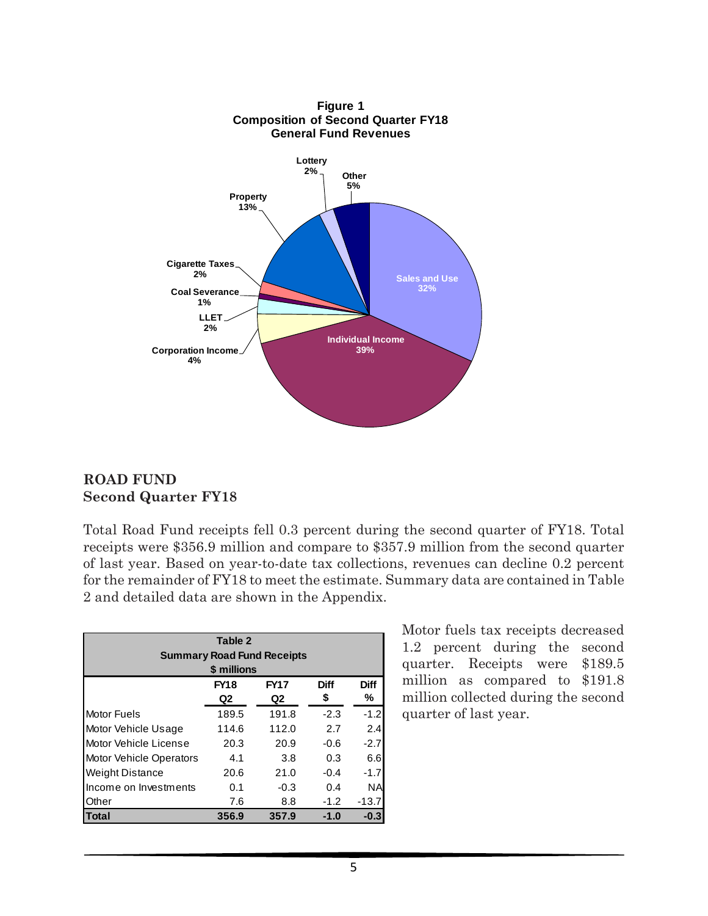**Figure 1**
**Composition of Second Quarter FY18**
**General Fund Revenues**

- Sales and Use 32%
- Individual Income 39%
- Corporation Income 4%
- LLET 2%
- Coal Severance 1%
- Cigarette Taxes 2%
- Property 13%
- Lottery 2%
- Other 5%

## ROAD FUND
## Second Quarter FY18

Total Road Fund receipts fell 0.3 percent during the second quarter of FY18. Total receipts were $356.9 million and compare to $357.9 million from the second quarter of last year. Based on year-to-date tax collections, revenues can decline 0.2 percent for the remainder of FY18 to meet the estimate. Summary data are contained in Table 2 and detailed data are shown in the Appendix.

**Table 2**
**Summary Road Fund Receipts**
**$ millions**

| | FY18 Q2 | FY17 Q2 | Diff $ | Diff % |
|---|---|---|---|---|
| Motor Fuels | 189.5 | 191.8 | -2.3 | -1.2 |
| Motor Vehicle Usage | 114.6 | 112.0 | 2.7 | 2.4 |
| Motor Vehicle License | 20.3 | 20.9 | -0.6 | -2.7 |
| Motor Vehicle Operators | 4.1 | 3.8 | 0.3 | 6.6 |
| Weight Distance | 20.6 | 21.0 | -0.4 | -1.7 |
| Income on Investments | 0.1 | -0.3 | 0.4 | NA |
| Other | 7.6 | 8.8 | -1.2 | -13.7 |
| **Total** | **356.9** | **357.9** | **-1.0** | **-0.3** |

Motor fuels tax receipts decreased 1.2 percent during the second quarter. Receipts were $189.5 million as compared to $191.8 million collected during the second quarter of last year.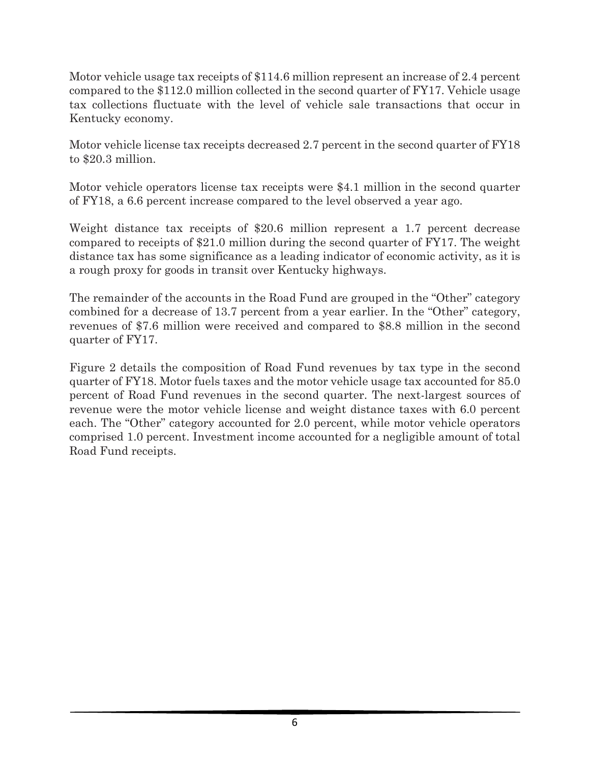Motor vehicle usage tax receipts of $114.6 million represent an increase of 2.4 percent compared to the $112.0 million collected in the second quarter of FY17. Vehicle usage tax collections fluctuate with the level of vehicle sale transactions that occur in Kentucky economy.

Motor vehicle license tax receipts decreased 2.7 percent in the second quarter of FY18 to $20.3 million.

Motor vehicle operators license tax receipts were $4.1 million in the second quarter of FY18, a 6.6 percent increase compared to the level observed a year ago.

Weight distance tax receipts of $20.6 million represent a 1.7 percent decrease compared to receipts of $21.0 million during the second quarter of FY17. The weight distance tax has some significance as a leading indicator of economic activity, as it is a rough proxy for goods in transit over Kentucky highways.

The remainder of the accounts in the Road Fund are grouped in the "Other" category combined for a decrease of 13.7 percent from a year earlier. In the "Other" category, revenues of $7.6 million were received and compared to $8.8 million in the second quarter of FY17.

Figure 2 details the composition of Road Fund revenues by tax type in the second quarter of FY18. Motor fuels taxes and the motor vehicle usage tax accounted for 85.0 percent of Road Fund revenues in the second quarter. The next-largest sources of revenue were the motor vehicle license and weight distance taxes with 6.0 percent each. The "Other" category accounted for 2.0 percent, while motor vehicle operators comprised 1.0 percent. Investment income accounted for a negligible amount of total Road Fund receipts.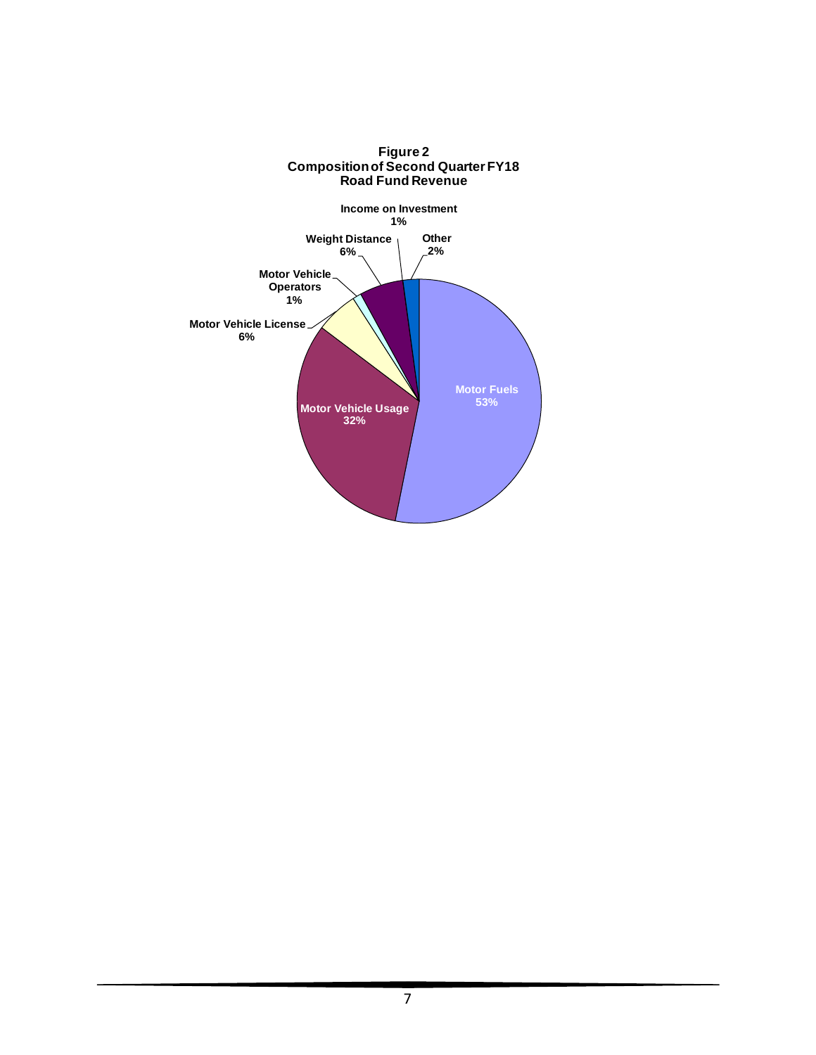**Figure 2**
**Composition of Second Quarter FY18**
**Road Fund Revenue**

| Category | Share |
|---|---|
| Motor Fuels | 53% |
| Motor Vehicle Usage | 32% |
| Motor Vehicle License | 6% |
| Motor Vehicle Operators | 1% |
| Weight Distance | 6% |
| Income on Investment | 1% |
| Other | 2% |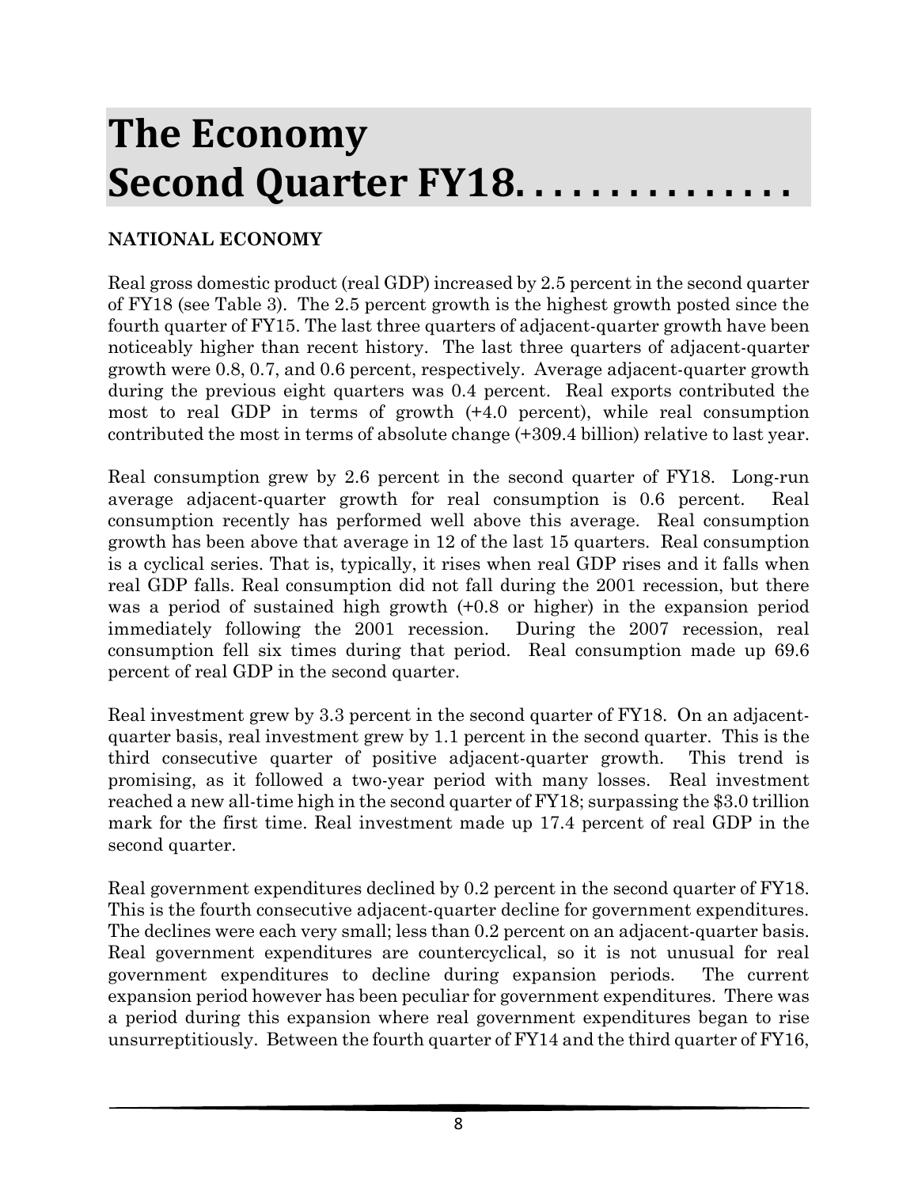# The Economy Second Quarter FY18. . . . . . . . . . . . . . .

**NATIONAL ECONOMY**

Real gross domestic product (real GDP) increased by 2.5 percent in the second quarter of FY18 (see Table 3). The 2.5 percent growth is the highest growth posted since the fourth quarter of FY15. The last three quarters of adjacent-quarter growth have been noticeably higher than recent history. The last three quarters of adjacent-quarter growth were 0.8, 0.7, and 0.6 percent, respectively. Average adjacent-quarter growth during the previous eight quarters was 0.4 percent. Real exports contributed the most to real GDP in terms of growth (+4.0 percent), while real consumption contributed the most in terms of absolute change (+309.4 billion) relative to last year.

Real consumption grew by 2.6 percent in the second quarter of FY18. Long-run average adjacent-quarter growth for real consumption is 0.6 percent. Real consumption recently has performed well above this average. Real consumption growth has been above that average in 12 of the last 15 quarters. Real consumption is a cyclical series. That is, typically, it rises when real GDP rises and it falls when real GDP falls. Real consumption did not fall during the 2001 recession, but there was a period of sustained high growth (+0.8 or higher) in the expansion period immediately following the 2001 recession. During the 2007 recession, real consumption fell six times during that period. Real consumption made up 69.6 percent of real GDP in the second quarter.

Real investment grew by 3.3 percent in the second quarter of FY18. On an adjacent-quarter basis, real investment grew by 1.1 percent in the second quarter. This is the third consecutive quarter of positive adjacent-quarter growth. This trend is promising, as it followed a two-year period with many losses. Real investment reached a new all-time high in the second quarter of FY18; surpassing the $3.0 trillion mark for the first time. Real investment made up 17.4 percent of real GDP in the second quarter.

Real government expenditures declined by 0.2 percent in the second quarter of FY18. This is the fourth consecutive adjacent-quarter decline for government expenditures. The declines were each very small; less than 0.2 percent on an adjacent-quarter basis. Real government expenditures are countercyclical, so it is not unusual for real government expenditures to decline during expansion periods. The current expansion period however has been peculiar for government expenditures. There was a period during this expansion where real government expenditures began to rise unsurreptitiously. Between the fourth quarter of FY14 and the third quarter of FY16,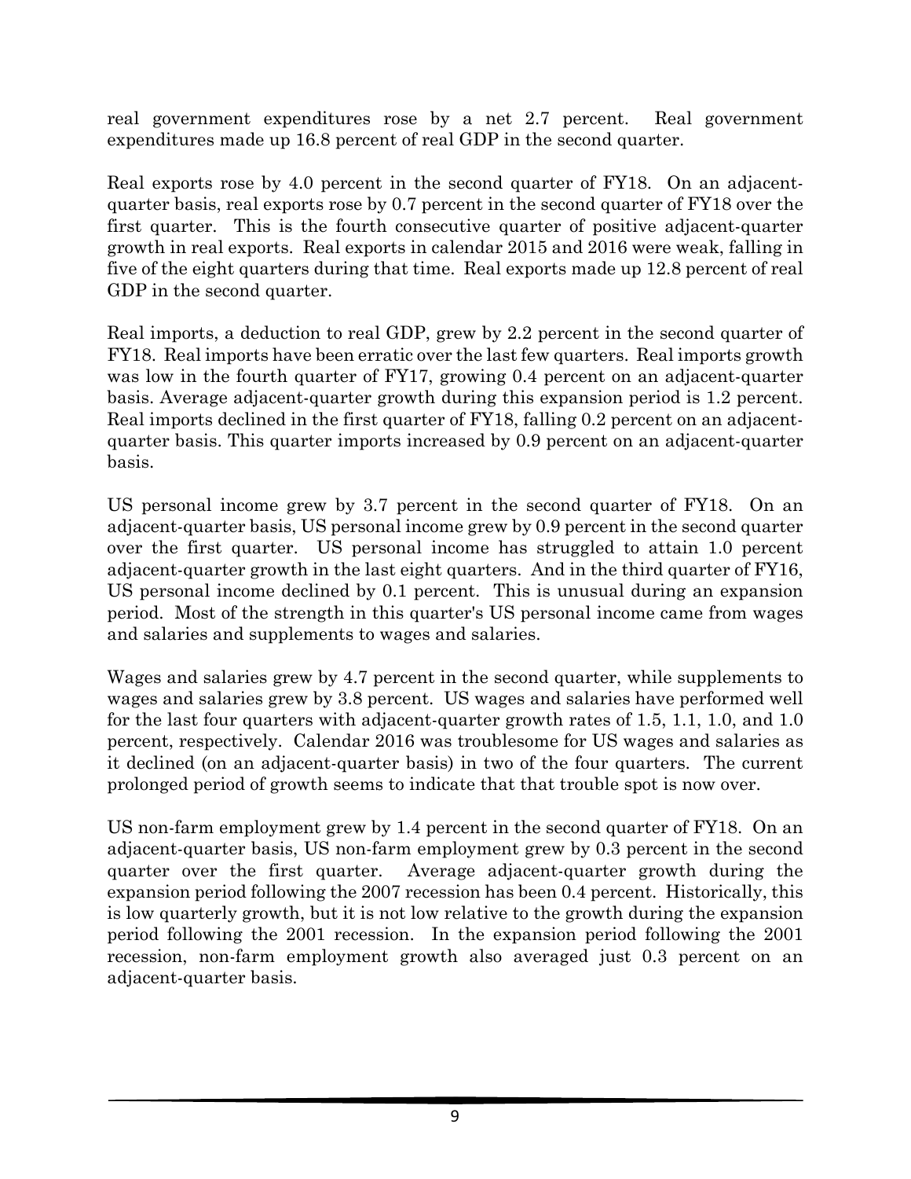real government expenditures rose by a net 2.7 percent. Real government expenditures made up 16.8 percent of real GDP in the second quarter.

Real exports rose by 4.0 percent in the second quarter of FY18. On an adjacent-quarter basis, real exports rose by 0.7 percent in the second quarter of FY18 over the first quarter. This is the fourth consecutive quarter of positive adjacent-quarter growth in real exports. Real exports in calendar 2015 and 2016 were weak, falling in five of the eight quarters during that time. Real exports made up 12.8 percent of real GDP in the second quarter.

Real imports, a deduction to real GDP, grew by 2.2 percent in the second quarter of FY18. Real imports have been erratic over the last few quarters. Real imports growth was low in the fourth quarter of FY17, growing 0.4 percent on an adjacent-quarter basis. Average adjacent-quarter growth during this expansion period is 1.2 percent. Real imports declined in the first quarter of FY18, falling 0.2 percent on an adjacent-quarter basis. This quarter imports increased by 0.9 percent on an adjacent-quarter basis.

US personal income grew by 3.7 percent in the second quarter of FY18. On an adjacent-quarter basis, US personal income grew by 0.9 percent in the second quarter over the first quarter. US personal income has struggled to attain 1.0 percent adjacent-quarter growth in the last eight quarters. And in the third quarter of FY16, US personal income declined by 0.1 percent. This is unusual during an expansion period. Most of the strength in this quarter's US personal income came from wages and salaries and supplements to wages and salaries.

Wages and salaries grew by 4.7 percent in the second quarter, while supplements to wages and salaries grew by 3.8 percent. US wages and salaries have performed well for the last four quarters with adjacent-quarter growth rates of 1.5, 1.1, 1.0, and 1.0 percent, respectively. Calendar 2016 was troublesome for US wages and salaries as it declined (on an adjacent-quarter basis) in two of the four quarters. The current prolonged period of growth seems to indicate that that trouble spot is now over.

US non-farm employment grew by 1.4 percent in the second quarter of FY18. On an adjacent-quarter basis, US non-farm employment grew by 0.3 percent in the second quarter over the first quarter. Average adjacent-quarter growth during the expansion period following the 2007 recession has been 0.4 percent. Historically, this is low quarterly growth, but it is not low relative to the growth during the expansion period following the 2001 recession. In the expansion period following the 2001 recession, non-farm employment growth also averaged just 0.3 percent on an adjacent-quarter basis.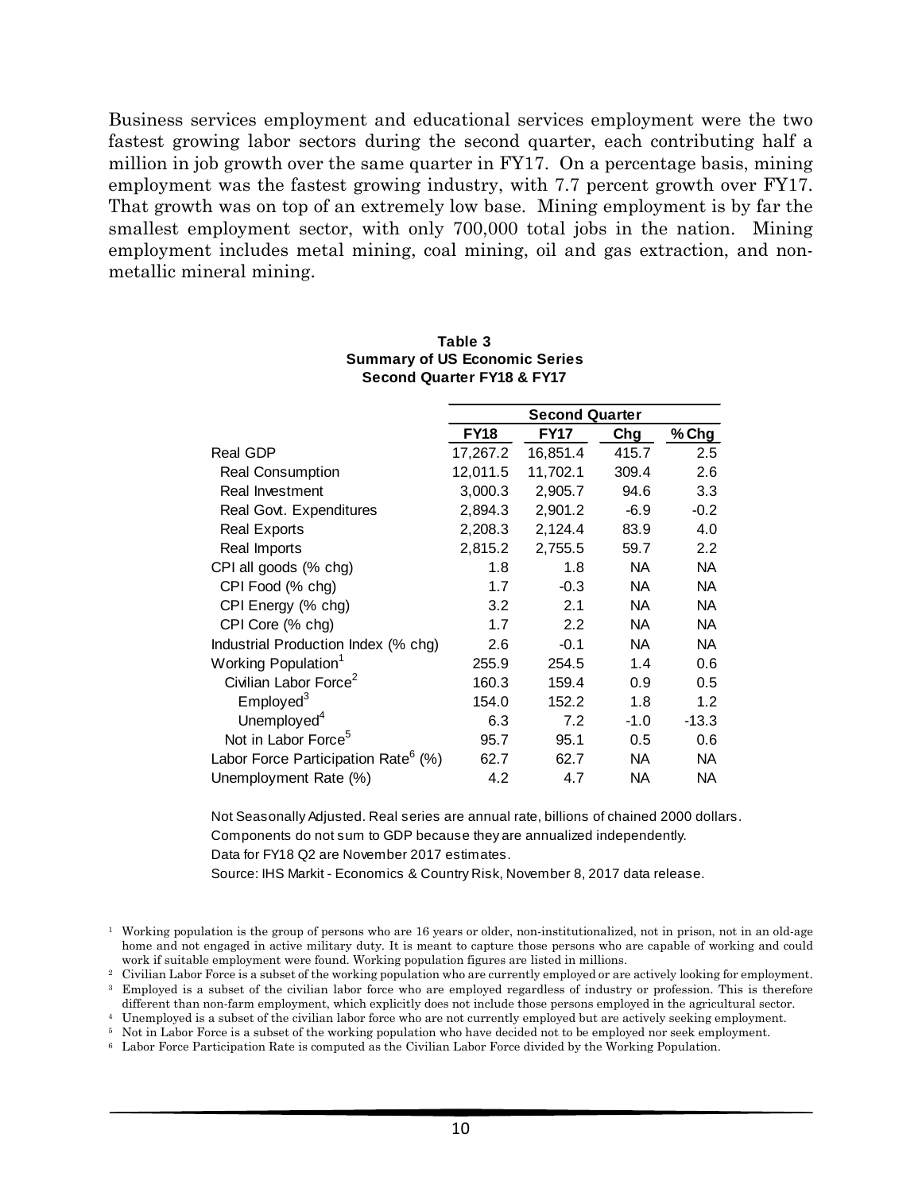Business services employment and educational services employment were the two fastest growing labor sectors during the second quarter, each contributing half a million in job growth over the same quarter in FY17. On a percentage basis, mining employment was the fastest growing industry, with 7.7 percent growth over FY17. That growth was on top of an extremely low base. Mining employment is by far the smallest employment sector, with only 700,000 total jobs in the nation. Mining employment includes metal mining, coal mining, oil and gas extraction, and non-metallic mineral mining.

**Table 3**
**Summary of US Economic Series**
**Second Quarter FY18 & FY17**

| | Second Quarter | | | |
|---|---|---|---|---|
| | **FY18** | **FY17** | **Chg** | **% Chg** |
| Real GDP | 17,267.2 | 16,851.4 | 415.7 | 2.5 |
| Real Consumption | 12,011.5 | 11,702.1 | 309.4 | 2.6 |
| Real Investment | 3,000.3 | 2,905.7 | 94.6 | 3.3 |
| Real Govt. Expenditures | 2,894.3 | 2,901.2 | -6.9 | -0.2 |
| Real Exports | 2,208.3 | 2,124.4 | 83.9 | 4.0 |
| Real Imports | 2,815.2 | 2,755.5 | 59.7 | 2.2 |
| CPI all goods (% chg) | 1.8 | 1.8 | NA | NA |
| CPI Food (% chg) | 1.7 | -0.3 | NA | NA |
| CPI Energy (% chg) | 3.2 | 2.1 | NA | NA |
| CPI Core (% chg) | 1.7 | 2.2 | NA | NA |
| Industrial Production Index (% chg) | 2.6 | -0.1 | NA | NA |
| Working Population[1] | 255.9 | 254.5 | 1.4 | 0.6 |
| Civilian Labor Force[2] | 160.3 | 159.4 | 0.9 | 0.5 |
| Employed[3] | 154.0 | 152.2 | 1.8 | 1.2 |
| Unemployed[4] | 6.3 | 7.2 | -1.0 | -13.3 |
| Not in Labor Force[5] | 95.7 | 95.1 | 0.5 | 0.6 |
| Labor Force Participation Rate[6] (%) | 62.7 | 62.7 | NA | NA |
| Unemployment Rate (%) | 4.2 | 4.7 | NA | NA |

Not Seasonally Adjusted. Real series are annual rate, billions of chained 2000 dollars.
Components do not sum to GDP because they are annualized independently.
Data for FY18 Q2 are November 2017 estimates.
Source: IHS Markit - Economics & Country Risk, November 8, 2017 data release.

[1] Working population is the group of persons who are 16 years or older, non-institutionalized, not in prison, not in an old-age home and not engaged in active military duty. It is meant to capture those persons who are capable of working and could work if suitable employment were found. Working population figures are listed in millions.

[2] Civilian Labor Force is a subset of the working population who are currently employed or are actively looking for employment.

[3] Employed is a subset of the civilian labor force who are employed regardless of industry or profession. This is therefore different than non-farm employment, which explicitly does not include those persons employed in the agricultural sector.

[4] Unemployed is a subset of the civilian labor force who are not currently employed but are actively seeking employment.

[5] Not in Labor Force is a subset of the working population who have decided not to be employed nor seek employment.

[6] Labor Force Participation Rate is computed as the Civilian Labor Force divided by the Working Population.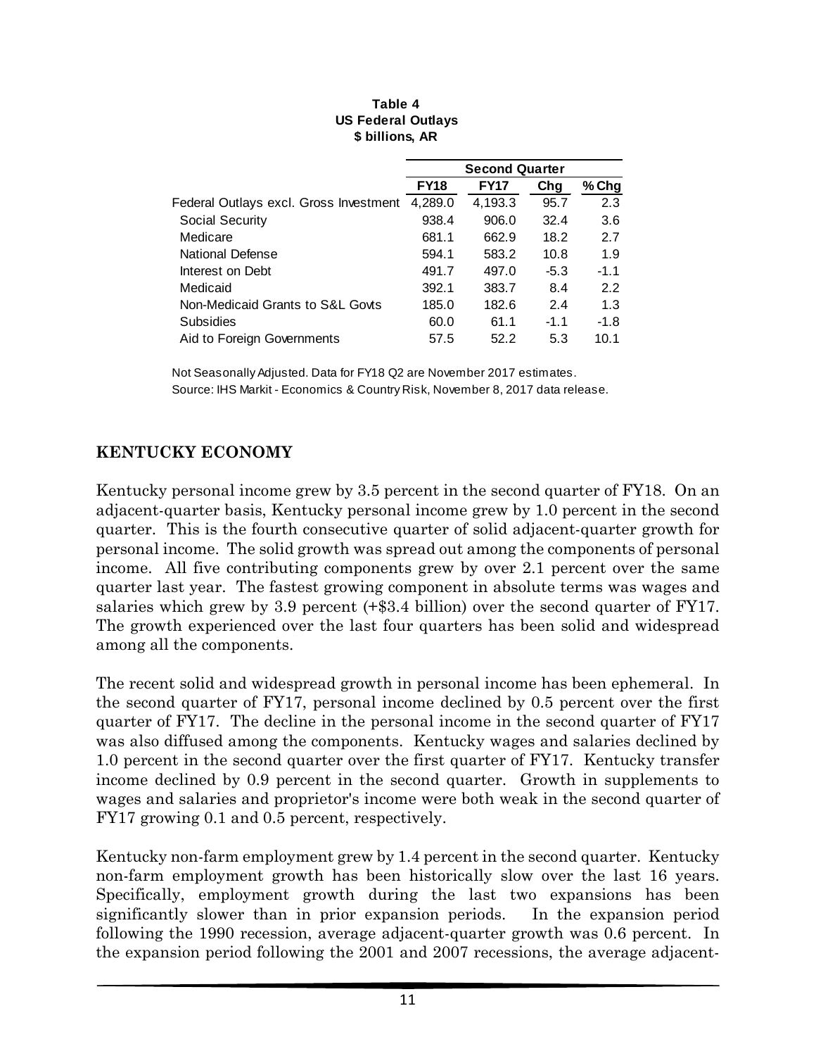**Table 4**
**US Federal Outlays**
**$ billions, AR**

| | Second Quarter | | | |
|---|---|---|---|---|
| | **FY18** | **FY17** | **Chg** | **% Chg** |
| Federal Outlays excl. Gross Investment | 4,289.0 | 4,193.3 | 95.7 | 2.3 |
| Social Security | 938.4 | 906.0 | 32.4 | 3.6 |
| Medicare | 681.1 | 662.9 | 18.2 | 2.7 |
| National Defense | 594.1 | 583.2 | 10.8 | 1.9 |
| Interest on Debt | 491.7 | 497.0 | -5.3 | -1.1 |
| Medicaid | 392.1 | 383.7 | 8.4 | 2.2 |
| Non-Medicaid Grants to S&L Govts | 185.0 | 182.6 | 2.4 | 1.3 |
| Subsidies | 60.0 | 61.1 | -1.1 | -1.8 |
| Aid to Foreign Governments | 57.5 | 52.2 | 5.3 | 10.1 |

Not Seasonally Adjusted. Data for FY18 Q2 are November 2017 estimates.
Source: IHS Markit - Economics & Country Risk, November 8, 2017 data release.

## KENTUCKY ECONOMY

Kentucky personal income grew by 3.5 percent in the second quarter of FY18. On an adjacent-quarter basis, Kentucky personal income grew by 1.0 percent in the second quarter. This is the fourth consecutive quarter of solid adjacent-quarter growth for personal income. The solid growth was spread out among the components of personal income. All five contributing components grew by over 2.1 percent over the same quarter last year. The fastest growing component in absolute terms was wages and salaries which grew by 3.9 percent (+$3.4 billion) over the second quarter of FY17. The growth experienced over the last four quarters has been solid and widespread among all the components.

The recent solid and widespread growth in personal income has been ephemeral. In the second quarter of FY17, personal income declined by 0.5 percent over the first quarter of FY17. The decline in the personal income in the second quarter of FY17 was also diffused among the components. Kentucky wages and salaries declined by 1.0 percent in the second quarter over the first quarter of FY17. Kentucky transfer income declined by 0.9 percent in the second quarter. Growth in supplements to wages and salaries and proprietor's income were both weak in the second quarter of FY17 growing 0.1 and 0.5 percent, respectively.

Kentucky non-farm employment grew by 1.4 percent in the second quarter. Kentucky non-farm employment growth has been historically slow over the last 16 years. Specifically, employment growth during the last two expansions has been significantly slower than in prior expansion periods. In the expansion period following the 1990 recession, average adjacent-quarter growth was 0.6 percent. In the expansion period following the 2001 and 2007 recessions, the average adjacent-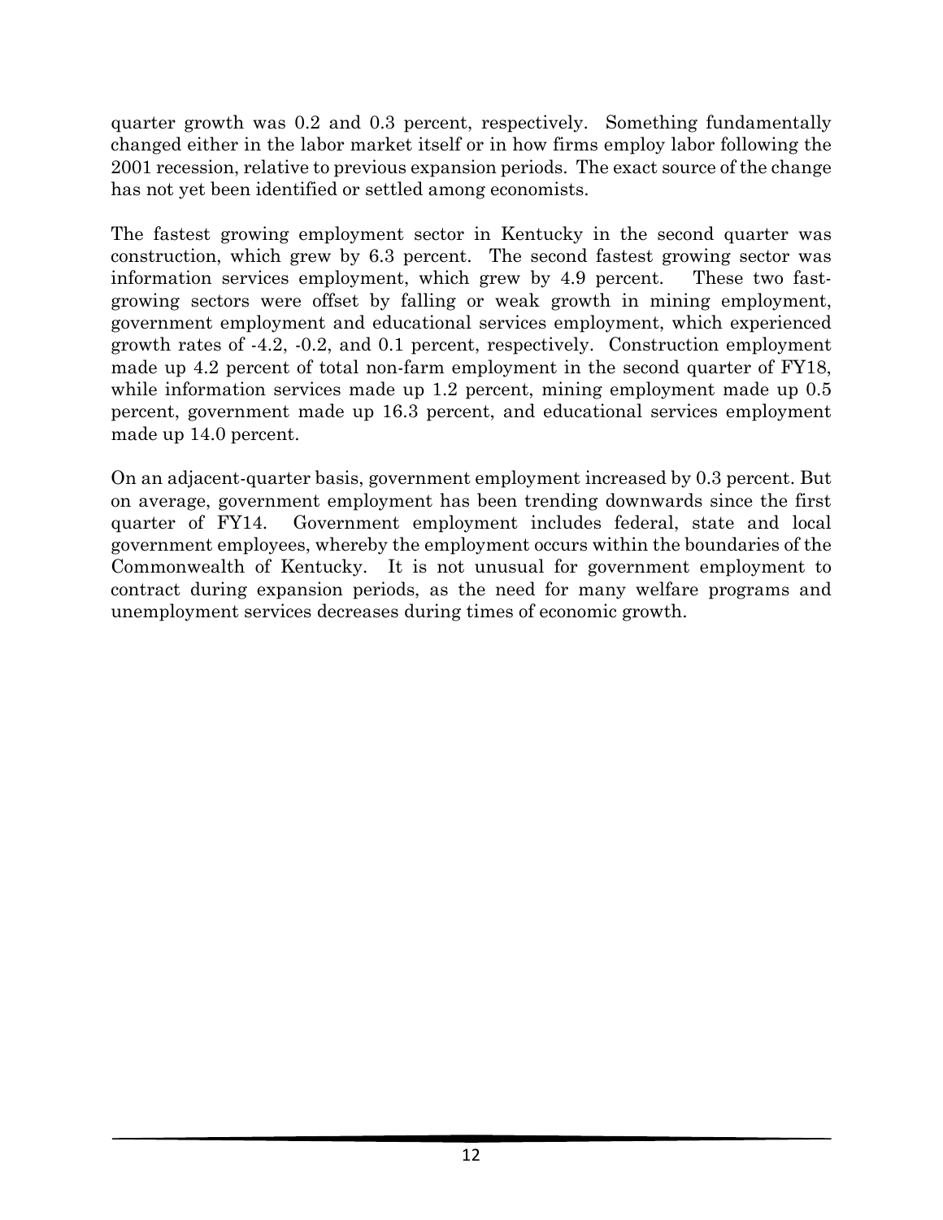quarter growth was 0.2 and 0.3 percent, respectively. Something fundamentally changed either in the labor market itself or in how firms employ labor following the 2001 recession, relative to previous expansion periods. The exact source of the change has not yet been identified or settled among economists.

The fastest growing employment sector in Kentucky in the second quarter was construction, which grew by 6.3 percent. The second fastest growing sector was information services employment, which grew by 4.9 percent. These two fast-growing sectors were offset by falling or weak growth in mining employment, government employment and educational services employment, which experienced growth rates of -4.2, -0.2, and 0.1 percent, respectively. Construction employment made up 4.2 percent of total non-farm employment in the second quarter of FY18, while information services made up 1.2 percent, mining employment made up 0.5 percent, government made up 16.3 percent, and educational services employment made up 14.0 percent.

On an adjacent-quarter basis, government employment increased by 0.3 percent. But on average, government employment has been trending downwards since the first quarter of FY14. Government employment includes federal, state and local government employees, whereby the employment occurs within the boundaries of the Commonwealth of Kentucky. It is not unusual for government employment to contract during expansion periods, as the need for many welfare programs and unemployment services decreases during times of economic growth.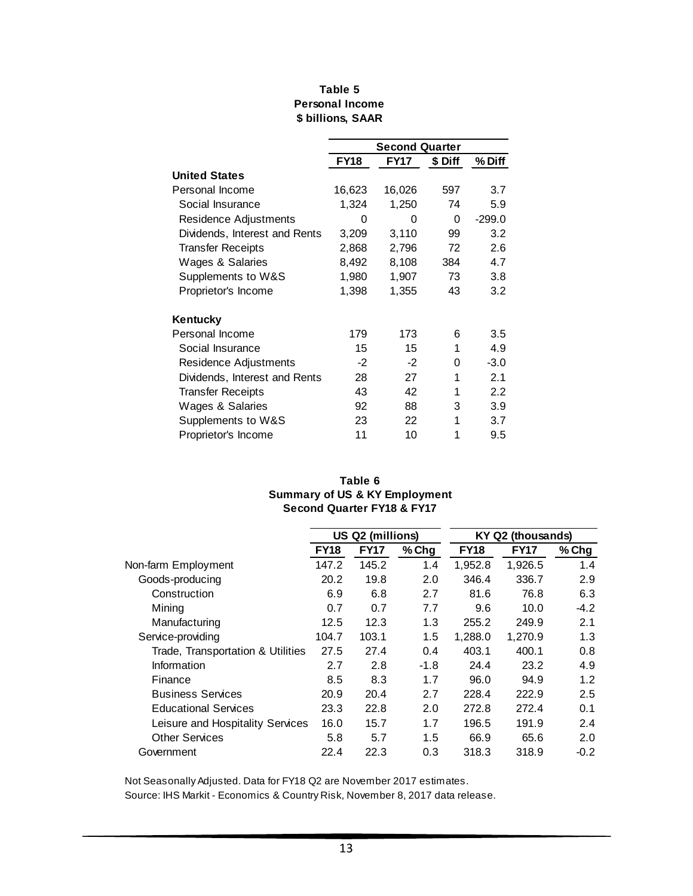**Table 5**
**Personal Income**
**$ billions, SAAR**

| | Second Quarter | | | |
|---|---|---|---|---|
| | FY18 | FY17 | $ Diff | % Diff |
| **United States** | | | | |
| Personal Income | 16,623 | 16,026 | 597 | 3.7 |
| Social Insurance | 1,324 | 1,250 | 74 | 5.9 |
| Residence Adjustments | 0 | 0 | 0 | -299.0 |
| Dividends, Interest and Rents | 3,209 | 3,110 | 99 | 3.2 |
| Transfer Receipts | 2,868 | 2,796 | 72 | 2.6 |
| Wages & Salaries | 8,492 | 8,108 | 384 | 4.7 |
| Supplements to W&S | 1,980 | 1,907 | 73 | 3.8 |
| Proprietor's Income | 1,398 | 1,355 | 43 | 3.2 |
| | | | | |
| **Kentucky** | | | | |
| Personal Income | 179 | 173 | 6 | 3.5 |
| Social Insurance | 15 | 15 | 1 | 4.9 |
| Residence Adjustments | -2 | -2 | 0 | -3.0 |
| Dividends, Interest and Rents | 28 | 27 | 1 | 2.1 |
| Transfer Receipts | 43 | 42 | 1 | 2.2 |
| Wages & Salaries | 92 | 88 | 3 | 3.9 |
| Supplements to W&S | 23 | 22 | 1 | 3.7 |
| Proprietor's Income | 11 | 10 | 1 | 9.5 |

**Table 6**
**Summary of US & KY Employment**
**Second Quarter FY18 & FY17**

| | US Q2 (millions) | | | KY Q2 (thousands) | | |
|---|---|---|---|---|---|---|
| | FY18 | FY17 | % Chg | FY18 | FY17 | % Chg |
| Non-farm Employment | 147.2 | 145.2 | 1.4 | 1,952.8 | 1,926.5 | 1.4 |
| Goods-producing | 20.2 | 19.8 | 2.0 | 346.4 | 336.7 | 2.9 |
| Construction | 6.9 | 6.8 | 2.7 | 81.6 | 76.8 | 6.3 |
| Mining | 0.7 | 0.7 | 7.7 | 9.6 | 10.0 | -4.2 |
| Manufacturing | 12.5 | 12.3 | 1.3 | 255.2 | 249.9 | 2.1 |
| Service-providing | 104.7 | 103.1 | 1.5 | 1,288.0 | 1,270.9 | 1.3 |
| Trade, Transportation & Utilities | 27.5 | 27.4 | 0.4 | 403.1 | 400.1 | 0.8 |
| Information | 2.7 | 2.8 | -1.8 | 24.4 | 23.2 | 4.9 |
| Finance | 8.5 | 8.3 | 1.7 | 96.0 | 94.9 | 1.2 |
| Business Services | 20.9 | 20.4 | 2.7 | 228.4 | 222.9 | 2.5 |
| Educational Services | 23.3 | 22.8 | 2.0 | 272.8 | 272.4 | 0.1 |
| Leisure and Hospitality Services | 16.0 | 15.7 | 1.7 | 196.5 | 191.9 | 2.4 |
| Other Services | 5.8 | 5.7 | 1.5 | 66.9 | 65.6 | 2.0 |
| Government | 22.4 | 22.3 | 0.3 | 318.3 | 318.9 | -0.2 |

Not Seasonally Adjusted. Data for FY18 Q2 are November 2017 estimates.
Source: IHS Markit - Economics & Country Risk, November 8, 2017 data release.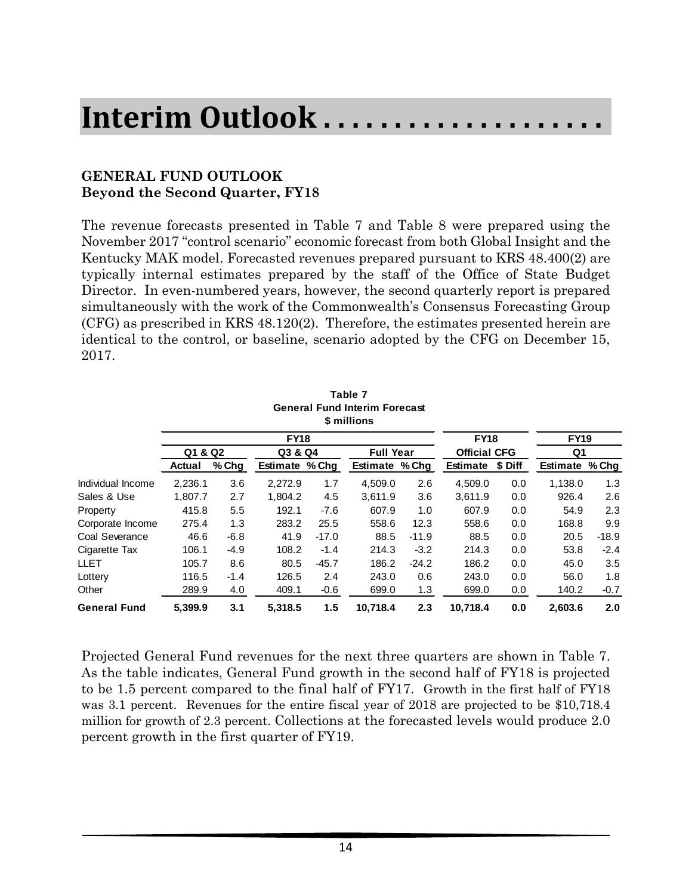# Interim Outlook . . . . . . . . . . . . . . . . . . . .

**GENERAL FUND OUTLOOK**
**Beyond the Second Quarter, FY18**

The revenue forecasts presented in Table 7 and Table 8 were prepared using the November 2017 "control scenario" economic forecast from both Global Insight and the Kentucky MAK model. Forecasted revenues prepared pursuant to KRS 48.400(2) are typically internal estimates prepared by the staff of the Office of State Budget Director. In even-numbered years, however, the second quarterly report is prepared simultaneously with the work of the Commonwealth's Consensus Forecasting Group (CFG) as prescribed in KRS 48.120(2). Therefore, the estimates presented herein are identical to the control, or baseline, scenario adopted by the CFG on December 15, 2017.

**Table 7**
**General Fund Interim Forecast**
**$ millions**

| | FY18 | | | | | | FY18 | | FY19 | |
|---|---|---|---|---|---|---|---|---|---|---|
| | Q1 & Q2 | | Q3 & Q4 | | Full Year | | Official CFG | | Q1 | |
| | Actual | % Chg | Estimate | % Chg | Estimate | % Chg | Estimate | $ Diff | Estimate | % Chg |
| Individual Income | 2,236.1 | 3.6 | 2,272.9 | 1.7 | 4,509.0 | 2.6 | 4,509.0 | 0.0 | 1,138.0 | 1.3 |
| Sales & Use | 1,807.7 | 2.7 | 1,804.2 | 4.5 | 3,611.9 | 3.6 | 3,611.9 | 0.0 | 926.4 | 2.6 |
| Property | 415.8 | 5.5 | 192.1 | -7.6 | 607.9 | 1.0 | 607.9 | 0.0 | 54.9 | 2.3 |
| Corporate Income | 275.4 | 1.3 | 283.2 | 25.5 | 558.6 | 12.3 | 558.6 | 0.0 | 168.8 | 9.9 |
| Coal Severance | 46.6 | -6.8 | 41.9 | -17.0 | 88.5 | -11.9 | 88.5 | 0.0 | 20.5 | -18.9 |
| Cigarette Tax | 106.1 | -4.9 | 108.2 | -1.4 | 214.3 | -3.2 | 214.3 | 0.0 | 53.8 | -2.4 |
| LLET | 105.7 | 8.6 | 80.5 | -45.7 | 186.2 | -24.2 | 186.2 | 0.0 | 45.0 | 3.5 |
| Lottery | 116.5 | -1.4 | 126.5 | 2.4 | 243.0 | 0.6 | 243.0 | 0.0 | 56.0 | 1.8 |
| Other | 289.9 | 4.0 | 409.1 | -0.6 | 699.0 | 1.3 | 699.0 | 0.0 | 140.2 | -0.7 |
| **General Fund** | **5,399.9** | **3.1** | **5,318.5** | **1.5** | **10,718.4** | **2.3** | **10,718.4** | **0.0** | **2,603.6** | **2.0** |

Projected General Fund revenues for the next three quarters are shown in Table 7. As the table indicates, General Fund growth in the second half of FY18 is projected to be 1.5 percent compared to the final half of FY17. Growth in the first half of FY18 was 3.1 percent. Revenues for the entire fiscal year of 2018 are projected to be $10,718.4 million for growth of 2.3 percent. Collections at the forecasted levels would produce 2.0 percent growth in the first quarter of FY19.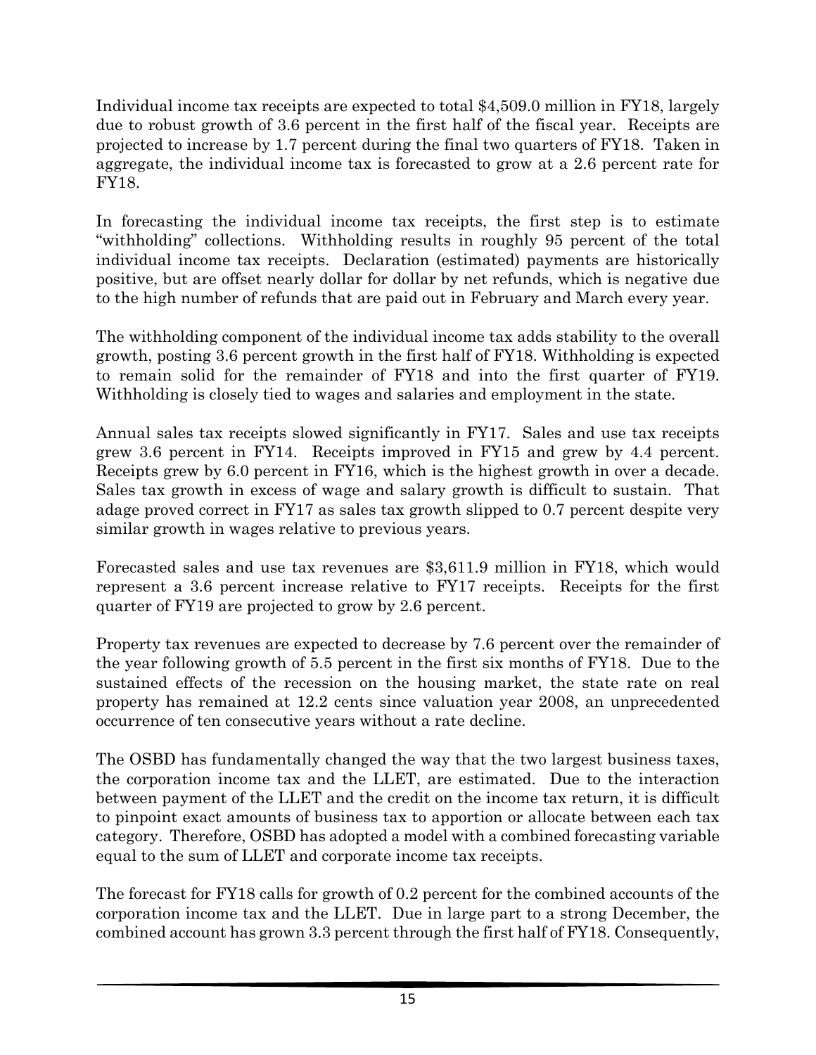Individual income tax receipts are expected to total $4,509.0 million in FY18, largely due to robust growth of 3.6 percent in the first half of the fiscal year. Receipts are projected to increase by 1.7 percent during the final two quarters of FY18. Taken in aggregate, the individual income tax is forecasted to grow at a 2.6 percent rate for FY18.

In forecasting the individual income tax receipts, the first step is to estimate "withholding" collections. Withholding results in roughly 95 percent of the total individual income tax receipts. Declaration (estimated) payments are historically positive, but are offset nearly dollar for dollar by net refunds, which is negative due to the high number of refunds that are paid out in February and March every year.

The withholding component of the individual income tax adds stability to the overall growth, posting 3.6 percent growth in the first half of FY18. Withholding is expected to remain solid for the remainder of FY18 and into the first quarter of FY19. Withholding is closely tied to wages and salaries and employment in the state.

Annual sales tax receipts slowed significantly in FY17. Sales and use tax receipts grew 3.6 percent in FY14. Receipts improved in FY15 and grew by 4.4 percent. Receipts grew by 6.0 percent in FY16, which is the highest growth in over a decade. Sales tax growth in excess of wage and salary growth is difficult to sustain. That adage proved correct in FY17 as sales tax growth slipped to 0.7 percent despite very similar growth in wages relative to previous years.

Forecasted sales and use tax revenues are $3,611.9 million in FY18, which would represent a 3.6 percent increase relative to FY17 receipts. Receipts for the first quarter of FY19 are projected to grow by 2.6 percent.

Property tax revenues are expected to decrease by 7.6 percent over the remainder of the year following growth of 5.5 percent in the first six months of FY18. Due to the sustained effects of the recession on the housing market, the state rate on real property has remained at 12.2 cents since valuation year 2008, an unprecedented occurrence of ten consecutive years without a rate decline.

The OSBD has fundamentally changed the way that the two largest business taxes, the corporation income tax and the LLET, are estimated. Due to the interaction between payment of the LLET and the credit on the income tax return, it is difficult to pinpoint exact amounts of business tax to apportion or allocate between each tax category. Therefore, OSBD has adopted a model with a combined forecasting variable equal to the sum of LLET and corporate income tax receipts.

The forecast for FY18 calls for growth of 0.2 percent for the combined accounts of the corporation income tax and the LLET. Due in large part to a strong December, the combined account has grown 3.3 percent through the first half of FY18. Consequently,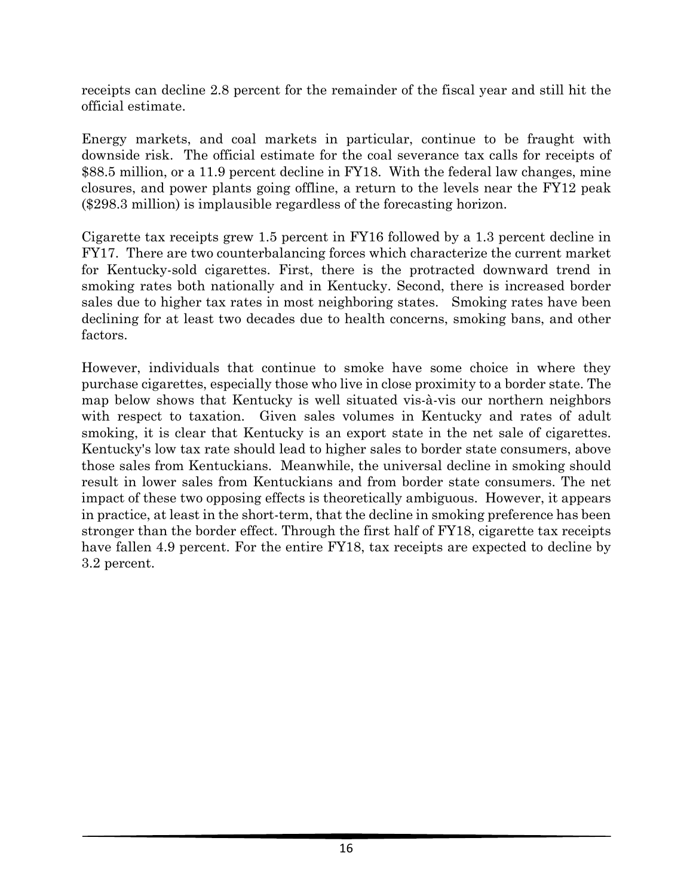receipts can decline 2.8 percent for the remainder of the fiscal year and still hit the official estimate.

Energy markets, and coal markets in particular, continue to be fraught with downside risk. The official estimate for the coal severance tax calls for receipts of $88.5 million, or a 11.9 percent decline in FY18. With the federal law changes, mine closures, and power plants going offline, a return to the levels near the FY12 peak ($298.3 million) is implausible regardless of the forecasting horizon.

Cigarette tax receipts grew 1.5 percent in FY16 followed by a 1.3 percent decline in FY17. There are two counterbalancing forces which characterize the current market for Kentucky-sold cigarettes. First, there is the protracted downward trend in smoking rates both nationally and in Kentucky. Second, there is increased border sales due to higher tax rates in most neighboring states. Smoking rates have been declining for at least two decades due to health concerns, smoking bans, and other factors.

However, individuals that continue to smoke have some choice in where they purchase cigarettes, especially those who live in close proximity to a border state. The map below shows that Kentucky is well situated vis-à-vis our northern neighbors with respect to taxation. Given sales volumes in Kentucky and rates of adult smoking, it is clear that Kentucky is an export state in the net sale of cigarettes. Kentucky's low tax rate should lead to higher sales to border state consumers, above those sales from Kentuckians. Meanwhile, the universal decline in smoking should result in lower sales from Kentuckians and from border state consumers. The net impact of these two opposing effects is theoretically ambiguous. However, it appears in practice, at least in the short-term, that the decline in smoking preference has been stronger than the border effect. Through the first half of FY18, cigarette tax receipts have fallen 4.9 percent. For the entire FY18, tax receipts are expected to decline by 3.2 percent.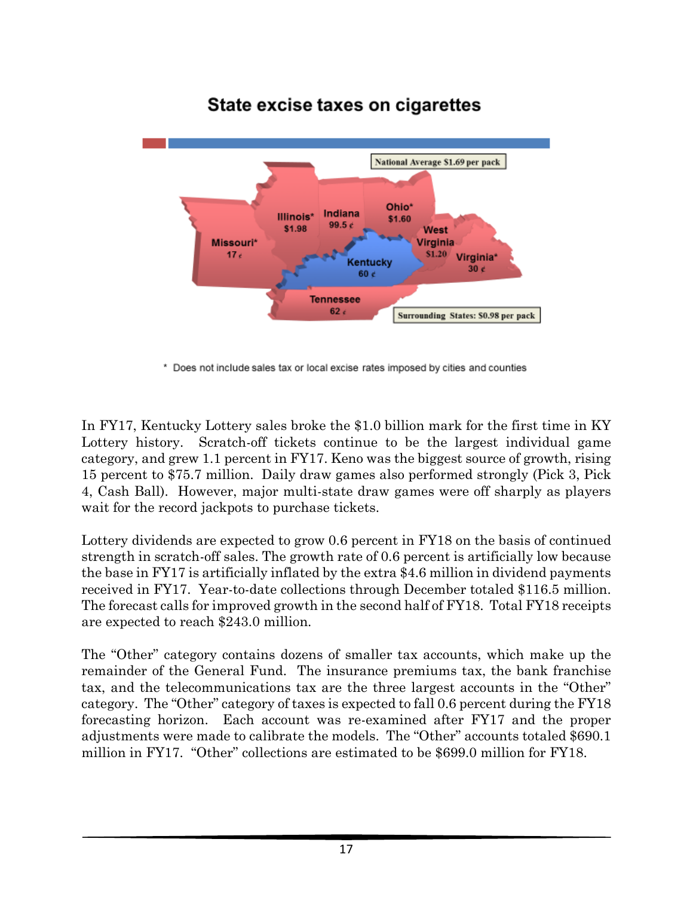## State excise taxes on cigarettes

National Average $1.69 per pack

Missouri* 17 ¢

Illinois* $1.98

Indiana 99.5 ¢

Ohio* $1.60

West Virginia $1.20

Virginia* 30 ¢

Kentucky 60 ¢

Tennessee 62 ¢

Surrounding States: $0.98 per pack

\* Does not include sales tax or local excise rates imposed by cities and counties

In FY17, Kentucky Lottery sales broke the $1.0 billion mark for the first time in KY Lottery history. Scratch-off tickets continue to be the largest individual game category, and grew 1.1 percent in FY17. Keno was the biggest source of growth, rising 15 percent to $75.7 million. Daily draw games also performed strongly (Pick 3, Pick 4, Cash Ball). However, major multi-state draw games were off sharply as players wait for the record jackpots to purchase tickets.

Lottery dividends are expected to grow 0.6 percent in FY18 on the basis of continued strength in scratch-off sales. The growth rate of 0.6 percent is artificially low because the base in FY17 is artificially inflated by the extra $4.6 million in dividend payments received in FY17. Year-to-date collections through December totaled $116.5 million. The forecast calls for improved growth in the second half of FY18. Total FY18 receipts are expected to reach $243.0 million.

The "Other" category contains dozens of smaller tax accounts, which make up the remainder of the General Fund. The insurance premiums tax, the bank franchise tax, and the telecommunications tax are the three largest accounts in the "Other" category. The "Other" category of taxes is expected to fall 0.6 percent during the FY18 forecasting horizon. Each account was re-examined after FY17 and the proper adjustments were made to calibrate the models. The "Other" accounts totaled $690.1 million in FY17. "Other" collections are estimated to be $699.0 million for FY18.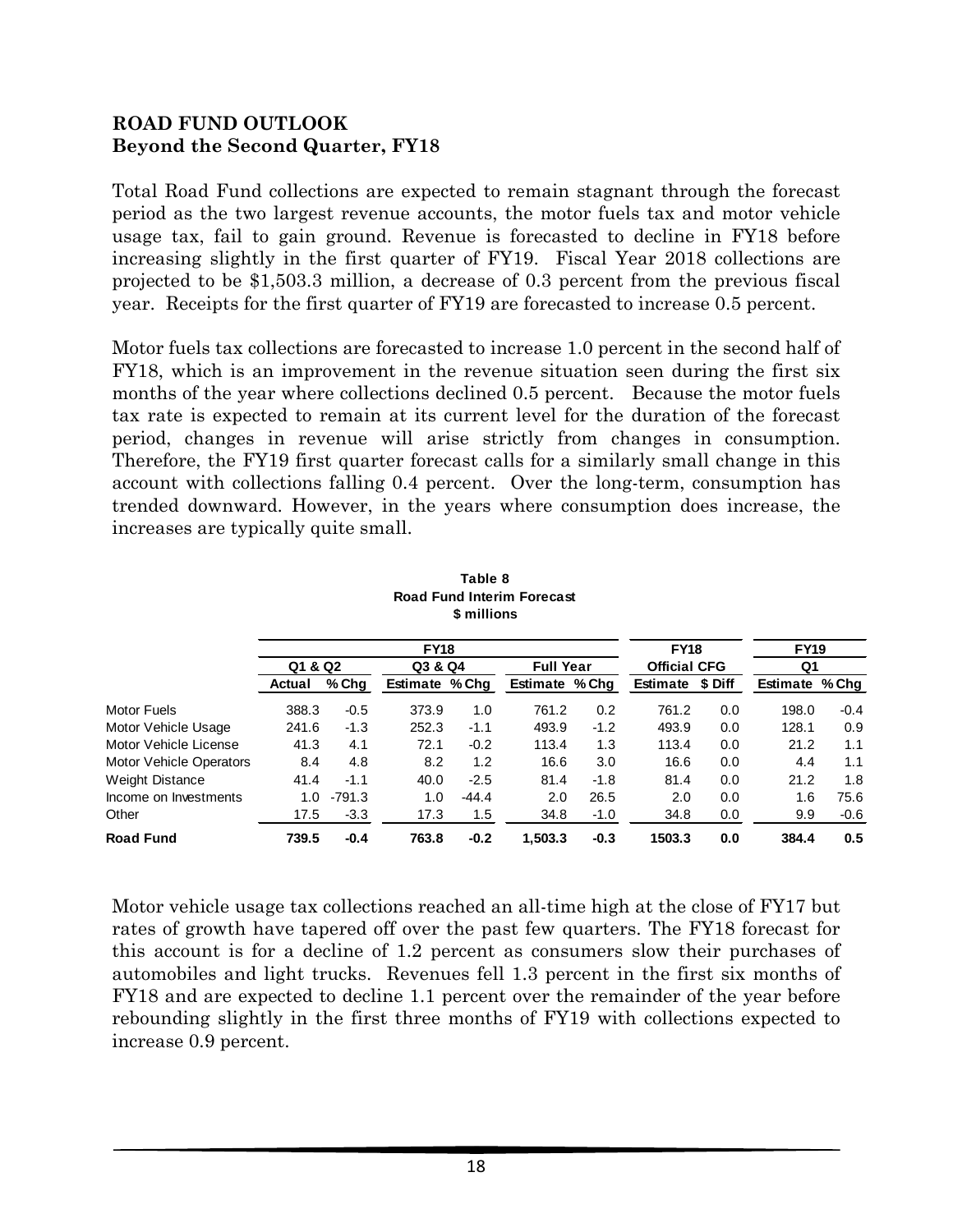**ROAD FUND OUTLOOK**
**Beyond the Second Quarter, FY18**

Total Road Fund collections are expected to remain stagnant through the forecast period as the two largest revenue accounts, the motor fuels tax and motor vehicle usage tax, fail to gain ground. Revenue is forecasted to decline in FY18 before increasing slightly in the first quarter of FY19. Fiscal Year 2018 collections are projected to be $1,503.3 million, a decrease of 0.3 percent from the previous fiscal year. Receipts for the first quarter of FY19 are forecasted to increase 0.5 percent.

Motor fuels tax collections are forecasted to increase 1.0 percent in the second half of FY18, which is an improvement in the revenue situation seen during the first six months of the year where collections declined 0.5 percent. Because the motor fuels tax rate is expected to remain at its current level for the duration of the forecast period, changes in revenue will arise strictly from changes in consumption. Therefore, the FY19 first quarter forecast calls for a similarly small change in this account with collections falling 0.4 percent. Over the long-term, consumption has trended downward. However, in the years where consumption does increase, the increases are typically quite small.

**Table 8**
**Road Fund Interim Forecast**
**$ millions**

| | FY18 | | | | | | FY18 | | FY19 | |
|---|---|---|---|---|---|---|---|---|---|---|
| | Q1 & Q2 | | Q3 & Q4 | | Full Year | | Official CFG | | Q1 | |
| | Actual | % Chg | Estimate | % Chg | Estimate | % Chg | Estimate | $ Diff | Estimate | % Chg |
| Motor Fuels | 388.3 | -0.5 | 373.9 | 1.0 | 761.2 | 0.2 | 761.2 | 0.0 | 198.0 | -0.4 |
| Motor Vehicle Usage | 241.6 | -1.3 | 252.3 | -1.1 | 493.9 | -1.2 | 493.9 | 0.0 | 128.1 | 0.9 |
| Motor Vehicle License | 41.3 | 4.1 | 72.1 | -0.2 | 113.4 | 1.3 | 113.4 | 0.0 | 21.2 | 1.1 |
| Motor Vehicle Operators | 8.4 | 4.8 | 8.2 | 1.2 | 16.6 | 3.0 | 16.6 | 0.0 | 4.4 | 1.1 |
| Weight Distance | 41.4 | -1.1 | 40.0 | -2.5 | 81.4 | -1.8 | 81.4 | 0.0 | 21.2 | 1.8 |
| Income on Investments | 1.0 | -791.3 | 1.0 | -44.4 | 2.0 | 26.5 | 2.0 | 0.0 | 1.6 | 75.6 |
| Other | 17.5 | -3.3 | 17.3 | 1.5 | 34.8 | -1.0 | 34.8 | 0.0 | 9.9 | -0.6 |
| **Road Fund** | **739.5** | **-0.4** | **763.8** | **-0.2** | **1,503.3** | **-0.3** | **1503.3** | **0.0** | **384.4** | **0.5** |

Motor vehicle usage tax collections reached an all-time high at the close of FY17 but rates of growth have tapered off over the past few quarters. The FY18 forecast for this account is for a decline of 1.2 percent as consumers slow their purchases of automobiles and light trucks. Revenues fell 1.3 percent in the first six months of FY18 and are expected to decline 1.1 percent over the remainder of the year before rebounding slightly in the first three months of FY19 with collections expected to increase 0.9 percent.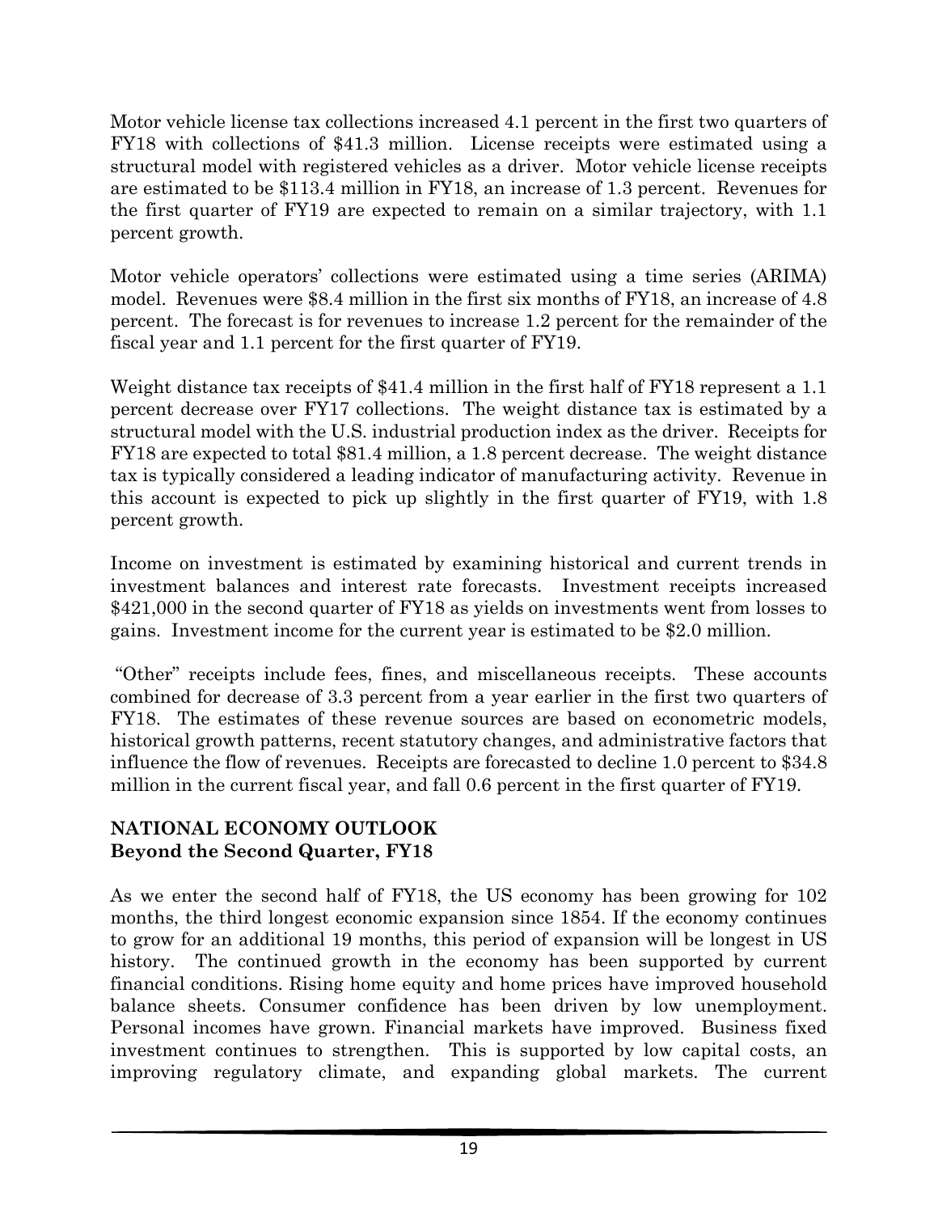Motor vehicle license tax collections increased 4.1 percent in the first two quarters of FY18 with collections of $41.3 million. License receipts were estimated using a structural model with registered vehicles as a driver. Motor vehicle license receipts are estimated to be $113.4 million in FY18, an increase of 1.3 percent. Revenues for the first quarter of FY19 are expected to remain on a similar trajectory, with 1.1 percent growth.

Motor vehicle operators' collections were estimated using a time series (ARIMA) model. Revenues were $8.4 million in the first six months of FY18, an increase of 4.8 percent. The forecast is for revenues to increase 1.2 percent for the remainder of the fiscal year and 1.1 percent for the first quarter of FY19.

Weight distance tax receipts of $41.4 million in the first half of FY18 represent a 1.1 percent decrease over FY17 collections. The weight distance tax is estimated by a structural model with the U.S. industrial production index as the driver. Receipts for FY18 are expected to total $81.4 million, a 1.8 percent decrease. The weight distance tax is typically considered a leading indicator of manufacturing activity. Revenue in this account is expected to pick up slightly in the first quarter of FY19, with 1.8 percent growth.

Income on investment is estimated by examining historical and current trends in investment balances and interest rate forecasts. Investment receipts increased $421,000 in the second quarter of FY18 as yields on investments went from losses to gains. Investment income for the current year is estimated to be $2.0 million.

"Other" receipts include fees, fines, and miscellaneous receipts. These accounts combined for decrease of 3.3 percent from a year earlier in the first two quarters of FY18. The estimates of these revenue sources are based on econometric models, historical growth patterns, recent statutory changes, and administrative factors that influence the flow of revenues. Receipts are forecasted to decline 1.0 percent to $34.8 million in the current fiscal year, and fall 0.6 percent in the first quarter of FY19.

**NATIONAL ECONOMY OUTLOOK**
**Beyond the Second Quarter, FY18**

As we enter the second half of FY18, the US economy has been growing for 102 months, the third longest economic expansion since 1854. If the economy continues to grow for an additional 19 months, this period of expansion will be longest in US history. The continued growth in the economy has been supported by current financial conditions. Rising home equity and home prices have improved household balance sheets. Consumer confidence has been driven by low unemployment. Personal incomes have grown. Financial markets have improved. Business fixed investment continues to strengthen. This is supported by low capital costs, an improving regulatory climate, and expanding global markets. The current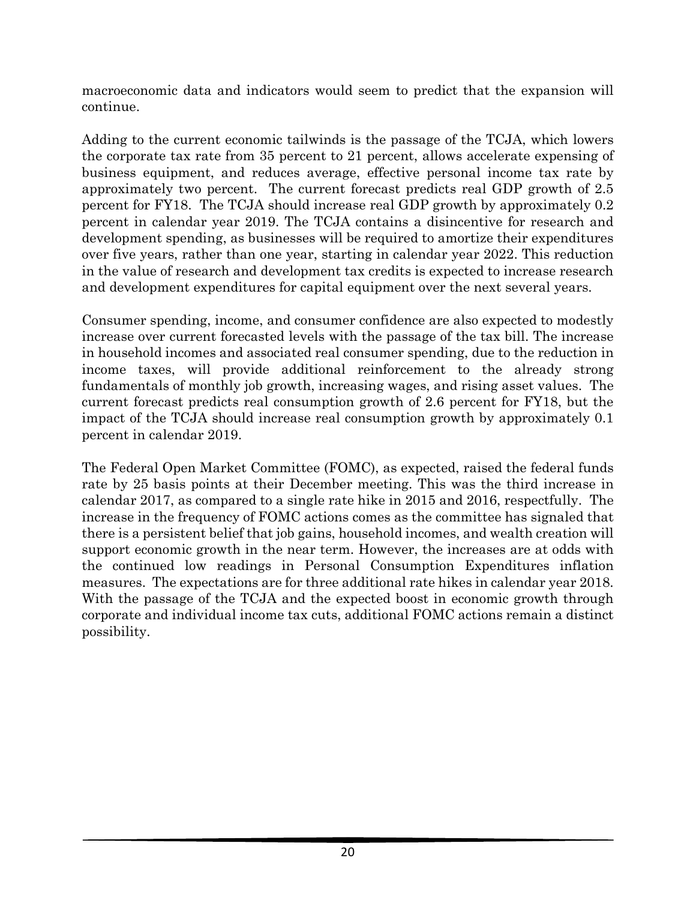macroeconomic data and indicators would seem to predict that the expansion will continue.

Adding to the current economic tailwinds is the passage of the TCJA, which lowers the corporate tax rate from 35 percent to 21 percent, allows accelerate expensing of business equipment, and reduces average, effective personal income tax rate by approximately two percent. The current forecast predicts real GDP growth of 2.5 percent for FY18. The TCJA should increase real GDP growth by approximately 0.2 percent in calendar year 2019. The TCJA contains a disincentive for research and development spending, as businesses will be required to amortize their expenditures over five years, rather than one year, starting in calendar year 2022. This reduction in the value of research and development tax credits is expected to increase research and development expenditures for capital equipment over the next several years.

Consumer spending, income, and consumer confidence are also expected to modestly increase over current forecasted levels with the passage of the tax bill. The increase in household incomes and associated real consumer spending, due to the reduction in income taxes, will provide additional reinforcement to the already strong fundamentals of monthly job growth, increasing wages, and rising asset values. The current forecast predicts real consumption growth of 2.6 percent for FY18, but the impact of the TCJA should increase real consumption growth by approximately 0.1 percent in calendar 2019.

The Federal Open Market Committee (FOMC), as expected, raised the federal funds rate by 25 basis points at their December meeting. This was the third increase in calendar 2017, as compared to a single rate hike in 2015 and 2016, respectfully. The increase in the frequency of FOMC actions comes as the committee has signaled that there is a persistent belief that job gains, household incomes, and wealth creation will support economic growth in the near term. However, the increases are at odds with the continued low readings in Personal Consumption Expenditures inflation measures. The expectations are for three additional rate hikes in calendar year 2018. With the passage of the TCJA and the expected boost in economic growth through corporate and individual income tax cuts, additional FOMC actions remain a distinct possibility.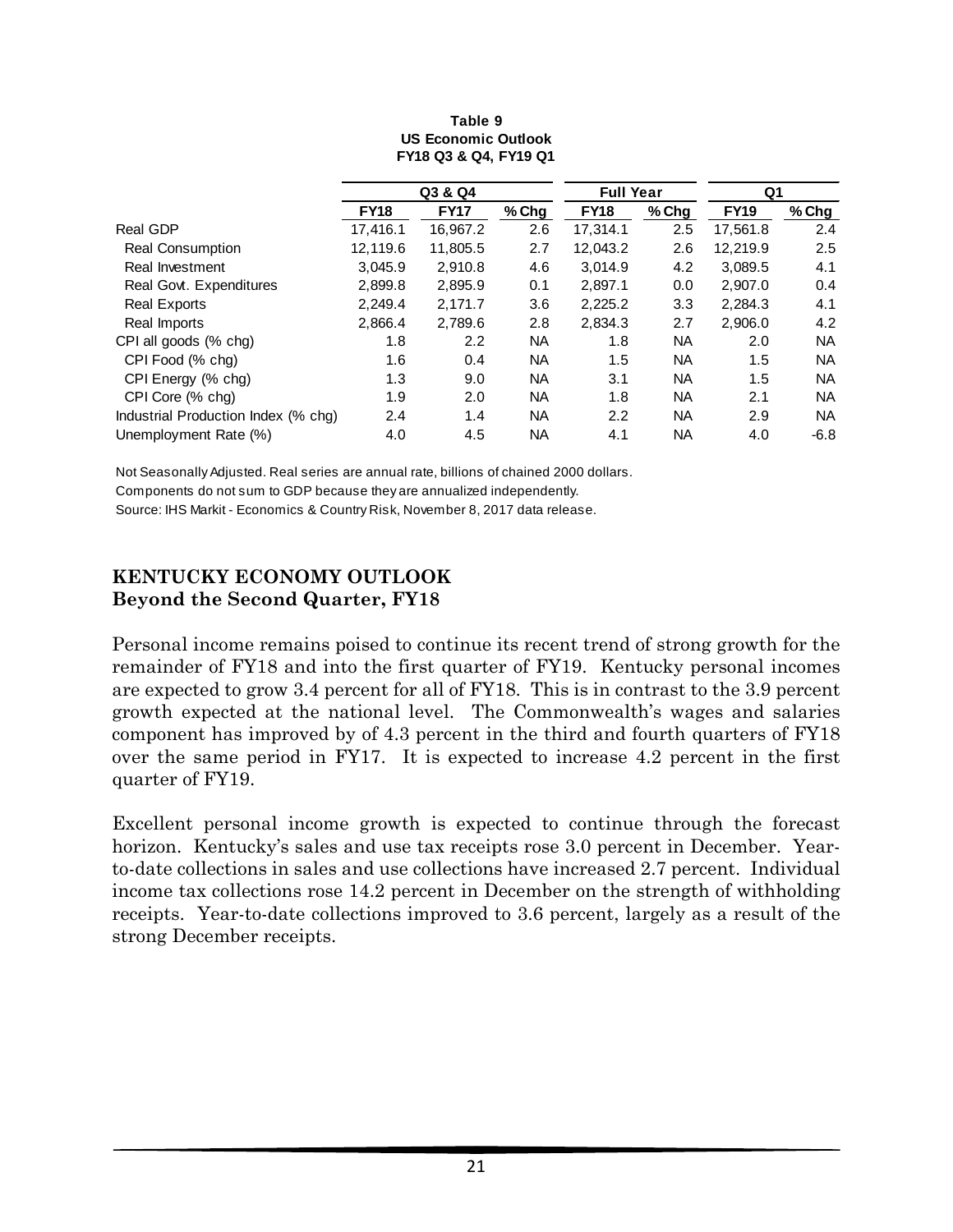**Table 9**
**US Economic Outlook**
**FY18 Q3 & Q4, FY19 Q1**

| | Q3 & Q4 | | | Full Year | | Q1 | |
|---|---|---|---|---|---|---|---|
| | **FY18** | **FY17** | **% Chg** | **FY18** | **% Chg** | **FY19** | **% Chg** |
| Real GDP | 17,416.1 | 16,967.2 | 2.6 | 17,314.1 | 2.5 | 17,561.8 | 2.4 |
| Real Consumption | 12,119.6 | 11,805.5 | 2.7 | 12,043.2 | 2.6 | 12,219.9 | 2.5 |
| Real Investment | 3,045.9 | 2,910.8 | 4.6 | 3,014.9 | 4.2 | 3,089.5 | 4.1 |
| Real Govt. Expenditures | 2,899.8 | 2,895.9 | 0.1 | 2,897.1 | 0.0 | 2,907.0 | 0.4 |
| Real Exports | 2,249.4 | 2,171.7 | 3.6 | 2,225.2 | 3.3 | 2,284.3 | 4.1 |
| Real Imports | 2,866.4 | 2,789.6 | 2.8 | 2,834.3 | 2.7 | 2,906.0 | 4.2 |
| CPI all goods (% chg) | 1.8 | 2.2 | NA | 1.8 | NA | 2.0 | NA |
| CPI Food (% chg) | 1.6 | 0.4 | NA | 1.5 | NA | 1.5 | NA |
| CPI Energy (% chg) | 1.3 | 9.0 | NA | 3.1 | NA | 1.5 | NA |
| CPI Core (% chg) | 1.9 | 2.0 | NA | 1.8 | NA | 2.1 | NA |
| Industrial Production Index (% chg) | 2.4 | 1.4 | NA | 2.2 | NA | 2.9 | NA |
| Unemployment Rate (%) | 4.0 | 4.5 | NA | 4.1 | NA | 4.0 | -6.8 |

Not Seasonally Adjusted. Real series are annual rate, billions of chained 2000 dollars.
Components do not sum to GDP because they are annualized independently.
Source: IHS Markit - Economics & Country Risk, November 8, 2017 data release.

## KENTUCKY ECONOMY OUTLOOK
## Beyond the Second Quarter, FY18

Personal income remains poised to continue its recent trend of strong growth for the remainder of FY18 and into the first quarter of FY19. Kentucky personal incomes are expected to grow 3.4 percent for all of FY18. This is in contrast to the 3.9 percent growth expected at the national level. The Commonwealth's wages and salaries component has improved by of 4.3 percent in the third and fourth quarters of FY18 over the same period in FY17. It is expected to increase 4.2 percent in the first quarter of FY19.

Excellent personal income growth is expected to continue through the forecast horizon. Kentucky's sales and use tax receipts rose 3.0 percent in December. Year-to-date collections in sales and use collections have increased 2.7 percent. Individual income tax collections rose 14.2 percent in December on the strength of withholding receipts. Year-to-date collections improved to 3.6 percent, largely as a result of the strong December receipts.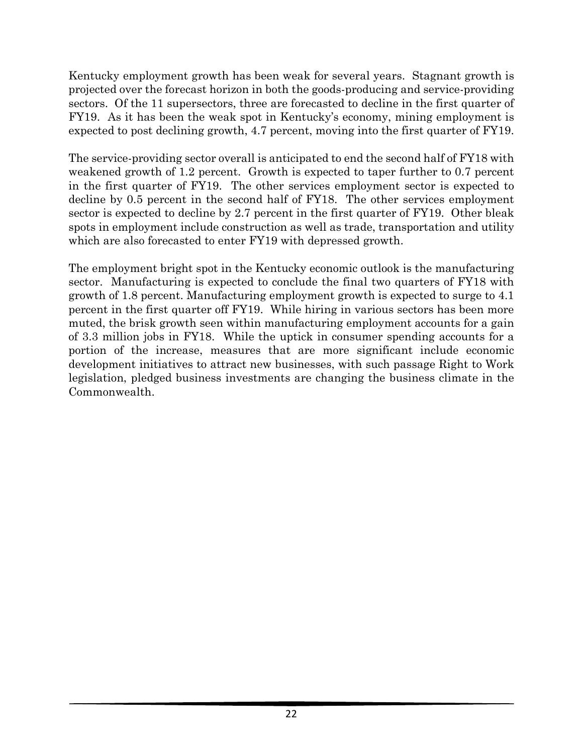Kentucky employment growth has been weak for several years. Stagnant growth is projected over the forecast horizon in both the goods-producing and service-providing sectors. Of the 11 supersectors, three are forecasted to decline in the first quarter of FY19. As it has been the weak spot in Kentucky's economy, mining employment is expected to post declining growth, 4.7 percent, moving into the first quarter of FY19.

The service-providing sector overall is anticipated to end the second half of FY18 with weakened growth of 1.2 percent. Growth is expected to taper further to 0.7 percent in the first quarter of FY19. The other services employment sector is expected to decline by 0.5 percent in the second half of FY18. The other services employment sector is expected to decline by 2.7 percent in the first quarter of FY19. Other bleak spots in employment include construction as well as trade, transportation and utility which are also forecasted to enter FY19 with depressed growth.

The employment bright spot in the Kentucky economic outlook is the manufacturing sector. Manufacturing is expected to conclude the final two quarters of FY18 with growth of 1.8 percent. Manufacturing employment growth is expected to surge to 4.1 percent in the first quarter off FY19. While hiring in various sectors has been more muted, the brisk growth seen within manufacturing employment accounts for a gain of 3.3 million jobs in FY18. While the uptick in consumer spending accounts for a portion of the increase, measures that are more significant include economic development initiatives to attract new businesses, with such passage Right to Work legislation, pledged business investments are changing the business climate in the Commonwealth.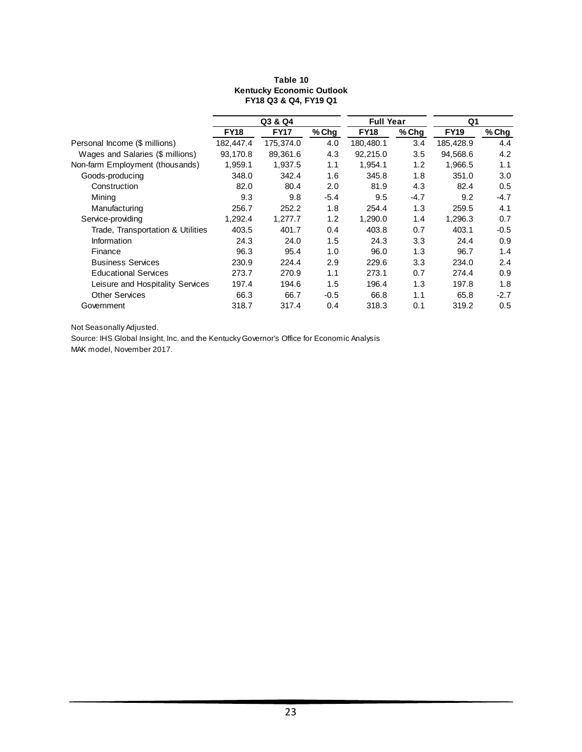**Table 10**
**Kentucky Economic Outlook**
**FY18 Q3 & Q4, FY19 Q1**

| | Q3 & Q4 | | | Full Year | | Q1 | |
|---|---|---|---|---|---|---|---|
| | **FY18** | **FY17** | **% Chg** | **FY18** | **% Chg** | **FY19** | **% Chg** |
| Personal Income ($ millions) | 182,447.4 | 175,374.0 | 4.0 | 180,480.1 | 3.4 | 185,428.9 | 4.4 |
| Wages and Salaries ($ millions) | 93,170.8 | 89,361.6 | 4.3 | 92,215.0 | 3.5 | 94,568.6 | 4.2 |
| Non-farm Employment (thousands) | 1,959.1 | 1,937.5 | 1.1 | 1,954.1 | 1.2 | 1,966.5 | 1.1 |
| Goods-producing | 348.0 | 342.4 | 1.6 | 345.8 | 1.8 | 351.0 | 3.0 |
| Construction | 82.0 | 80.4 | 2.0 | 81.9 | 4.3 | 82.4 | 0.5 |
| Mining | 9.3 | 9.8 | -5.4 | 9.5 | -4.7 | 9.2 | -4.7 |
| Manufacturing | 256.7 | 252.2 | 1.8 | 254.4 | 1.3 | 259.5 | 4.1 |
| Service-providing | 1,292.4 | 1,277.7 | 1.2 | 1,290.0 | 1.4 | 1,296.3 | 0.7 |
| Trade, Transportation & Utilities | 403.5 | 401.7 | 0.4 | 403.8 | 0.7 | 403.1 | -0.5 |
| Information | 24.3 | 24.0 | 1.5 | 24.3 | 3.3 | 24.4 | 0.9 |
| Finance | 96.3 | 95.4 | 1.0 | 96.0 | 1.3 | 96.7 | 1.4 |
| Business Services | 230.9 | 224.4 | 2.9 | 229.6 | 3.3 | 234.0 | 2.4 |
| Educational Services | 273.7 | 270.9 | 1.1 | 273.1 | 0.7 | 274.4 | 0.9 |
| Leisure and Hospitality Services | 197.4 | 194.6 | 1.5 | 196.4 | 1.3 | 197.8 | 1.8 |
| Other Services | 66.3 | 66.7 | -0.5 | 66.8 | 1.1 | 65.8 | -2.7 |
| Government | 318.7 | 317.4 | 0.4 | 318.3 | 0.1 | 319.2 | 0.5 |

Not Seasonally Adjusted.

Source: IHS Global Insight, Inc. and the Kentucky Governor's Office for Economic Analysis MAK model, November 2017.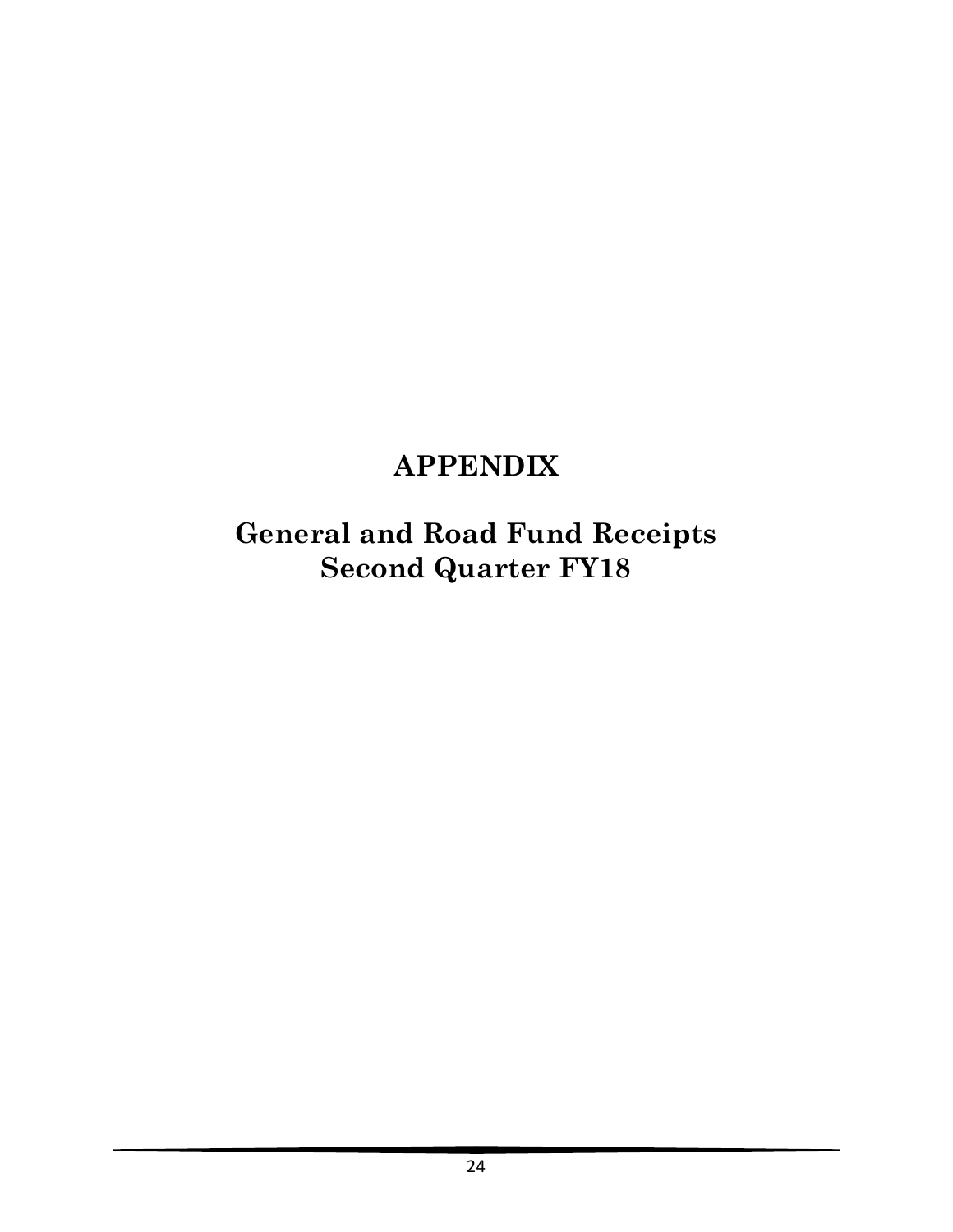# APPENDIX

## General and Road Fund Receipts
## Second Quarter FY18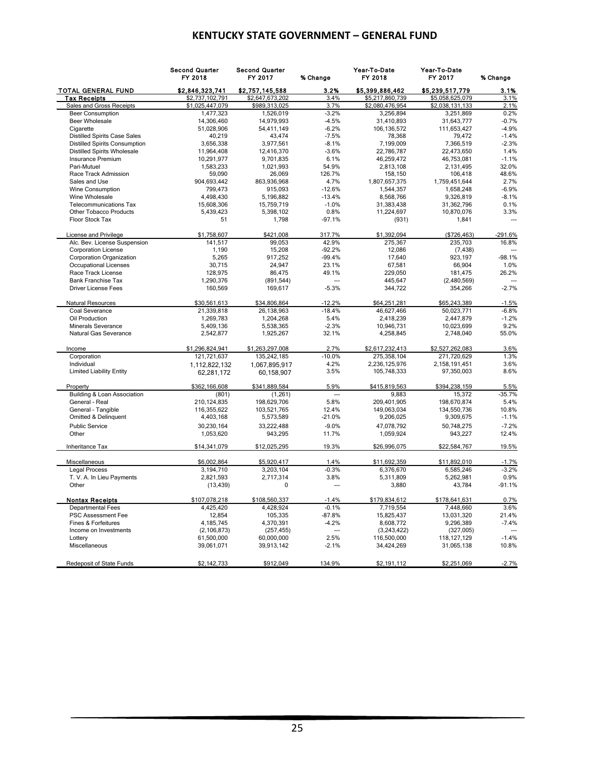# KENTUCKY STATE GOVERNMENT – GENERAL FUND

| | Second Quarter FY 2018 | Second Quarter FY 2017 | % Change | Year-To-Date FY 2018 | Year-To-Date FY 2017 | % Change |
|---|---|---|---|---|---|---|
| **TOTAL GENERAL FUND** | **$2,846,323,741** | **$2,757,145,588** | **3.2%** | **$5,399,886,462** | **$5,239,517,779** | **3.1%** |
| **Tax Receipts** | $2,737,102,791 | $2,647,673,202 | 3.4% | $5,217,860,739 | $5,058,625,079 | 3.1% |
| Sales and Gross Receipts | $1,025,447,079 | $989,313,025 | 3.7% | $2,080,476,954 | $2,038,131,133 | 2.1% |
| Beer Consumption | 1,477,323 | 1,526,019 | -3.2% | 3,256,894 | 3,251,869 | 0.2% |
| Beer Wholesale | 14,306,460 | 14,979,993 | -4.5% | 31,410,893 | 31,643,777 | -0.7% |
| Cigarette | 51,028,906 | 54,411,149 | -6.2% | 106,136,572 | 111,653,427 | -4.9% |
| Distilled Spirits Case Sales | 40,219 | 43,474 | -7.5% | 78,368 | 79,472 | -1.4% |
| Distilled Spirits Consumption | 3,656,338 | 3,977,561 | -8.1% | 7,199,009 | 7,366,519 | -2.3% |
| Distilled Spirits Wholesale | 11,964,408 | 12,416,370 | -3.6% | 22,786,787 | 22,473,650 | 1.4% |
| Insurance Premium | 10,291,977 | 9,701,835 | 6.1% | 46,259,472 | 46,753,081 | -1.1% |
| Pari-Mutuel | 1,583,233 | 1,021,993 | 54.9% | 2,813,108 | 2,131,495 | 32.0% |
| Race Track Admission | 59,090 | 26,069 | 126.7% | 158,150 | 106,418 | 48.6% |
| Sales and Use | 904,693,442 | 863,936,968 | 4.7% | 1,807,657,375 | 1,759,451,644 | 2.7% |
| Wine Consumption | 799,473 | 915,093 | -12.6% | 1,544,357 | 1,658,248 | -6.9% |
| Wine Wholesale | 4,498,430 | 5,196,882 | -13.4% | 8,568,766 | 9,326,819 | -8.1% |
| Telecommunications Tax | 15,608,306 | 15,759,719 | -1.0% | 31,383,438 | 31,362,796 | 0.1% |
| Other Tobacco Products | 5,439,423 | 5,398,102 | 0.8% | 11,224,697 | 10,870,076 | 3.3% |
| Floor Stock Tax | 51 | 1,798 | -97.1% | (931) | 1,841 | --- |
| License and Privilege | $1,758,607 | $421,008 | 317.7% | $1,392,094 | ($726,463) | -291.6% |
| Alc. Bev. License Suspension | 141,517 | 99,053 | 42.9% | 275,367 | 235,703 | 16.8% |
| Corporation License | 1,190 | 15,208 | -92.2% | 12,086 | (7,438) | --- |
| Corporation Organization | 5,265 | 917,252 | -99.4% | 17,640 | 923,197 | -98.1% |
| Occupational Licenses | 30,715 | 24,947 | 23.1% | 67,581 | 66,904 | 1.0% |
| Race Track License | 128,975 | 86,475 | 49.1% | 229,050 | 181,475 | 26.2% |
| Bank Franchise Tax | 1,290,376 | (891,544) | --- | 445,647 | (2,480,569) | --- |
| Driver License Fees | 160,569 | 169,617 | -5.3% | 344,722 | 354,266 | -2.7% |
| Natural Resources | $30,561,613 | $34,806,864 | -12.2% | $64,251,281 | $65,243,389 | -1.5% |
| Coal Severance | 21,339,818 | 26,138,963 | -18.4% | 46,627,466 | 50,023,771 | -6.8% |
| Oil Production | 1,269,783 | 1,204,268 | 5.4% | 2,418,239 | 2,447,879 | -1.2% |
| Minerals Severance | 5,409,136 | 5,538,365 | -2.3% | 10,946,731 | 10,023,699 | 9.2% |
| Natural Gas Severance | 2,542,877 | 1,925,267 | 32.1% | 4,258,845 | 2,748,040 | 55.0% |
| Income | $1,296,824,941 | $1,263,297,008 | 2.7% | $2,617,232,413 | $2,527,262,083 | 3.6% |
| Corporation | 121,721,637 | 135,242,185 | -10.0% | 275,358,104 | 271,720,629 | 1.3% |
| Individual | 1,112,822,132 | 1,067,895,917 | 4.2% | 2,236,125,976 | 2,158,191,451 | 3.6% |
| Limited Liability Entity | 62,281,172 | 60,158,907 | 3.5% | 105,748,333 | 97,350,003 | 8.6% |
| Property | $362,166,608 | $341,889,584 | 5.9% | $415,819,563 | $394,238,159 | 5.5% |
| Building & Loan Association | (801) | (1,261) | --- | 9,883 | 15,372 | -35.7% |
| General - Real | 210,124,835 | 198,629,706 | 5.8% | 209,401,905 | 198,670,874 | 5.4% |
| General - Tangible | 116,355,622 | 103,521,765 | 12.4% | 149,063,034 | 134,550,736 | 10.8% |
| Omitted & Delinquent | 4,403,168 | 5,573,589 | -21.0% | 9,206,025 | 9,309,675 | -1.1% |
| Public Service | 30,230,164 | 33,222,488 | -9.0% | 47,078,792 | 50,748,275 | -7.2% |
| Other | 1,053,620 | 943,295 | 11.7% | 1,059,924 | 943,227 | 12.4% |
| Inheritance Tax | $14,341,079 | $12,025,295 | 19.3% | $26,996,075 | $22,584,767 | 19.5% |
| Miscellaneous | $6,002,864 | $5,920,417 | 1.4% | $11,692,359 | $11,892,010 | -1.7% |
| Legal Process | 3,194,710 | 3,203,104 | -0.3% | 6,376,670 | 6,585,246 | -3.2% |
| T. V. A. In Lieu Payments | 2,821,593 | 2,717,314 | 3.8% | 5,311,809 | 5,262,981 | 0.9% |
| Other | (13,439) | 0 | --- | 3,880 | 43,784 | -91.1% |
| **Nontax Receipts** | $107,078,218 | $108,560,337 | -1.4% | $179,834,612 | $178,641,631 | 0.7% |
| Departmental Fees | 4,425,420 | 4,428,924 | -0.1% | 7,719,554 | 7,448,660 | 3.6% |
| PSC Assessment Fee | 12,854 | 105,335 | -87.8% | 15,825,437 | 13,031,320 | 21.4% |
| Fines & Forfeitures | 4,185,745 | 4,370,391 | -4.2% | 8,608,772 | 9,296,389 | -7.4% |
| Income on Investments | (2,106,873) | (257,455) | --- | (3,243,422) | (327,005) | --- |
| Lottery | 61,500,000 | 60,000,000 | 2.5% | 116,500,000 | 118,127,129 | -1.4% |
| Miscellaneous | 39,061,071 | 39,913,142 | -2.1% | 34,424,269 | 31,065,138 | 10.8% |
| Redeposit of State Funds | $2,142,733 | $912,049 | 134.9% | $2,191,112 | $2,251,069 | -2.7% |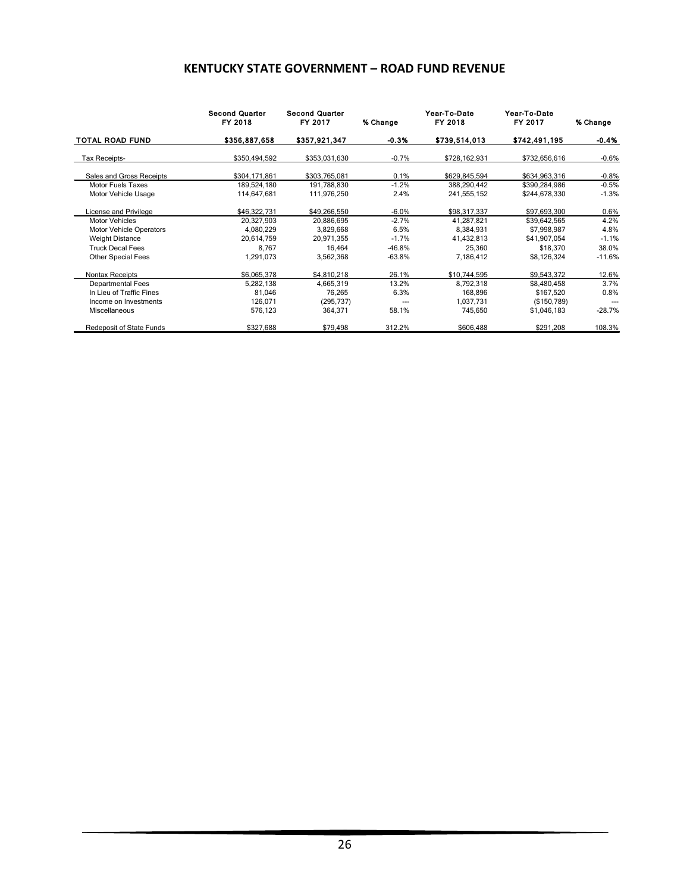# KENTUCKY STATE GOVERNMENT – ROAD FUND REVENUE

| | Second Quarter FY 2018 | Second Quarter FY 2017 | % Change | Year-To-Date FY 2018 | Year-To-Date FY 2017 | % Change |
|---|---|---|---|---|---|---|
| **TOTAL ROAD FUND** | **$356,887,658** | **$357,921,347** | **-0.3%** | **$739,514,013** | **$742,491,195** | **-0.4%** |
| Tax Receipts- | $350,494,592 | $353,031,630 | -0.7% | $728,162,931 | $732,656,616 | -0.6% |
| Sales and Gross Receipts | $304,171,861 | $303,765,081 | 0.1% | $629,845,594 | $634,963,316 | -0.8% |
| Motor Fuels Taxes | 189,524,180 | 191,788,830 | -1.2% | 388,290,442 | $390,284,986 | -0.5% |
| Motor Vehicle Usage | 114,647,681 | 111,976,250 | 2.4% | 241,555,152 | $244,678,330 | -1.3% |
| License and Privilege | $46,322,731 | $49,266,550 | -6.0% | $98,317,337 | $97,693,300 | 0.6% |
| Motor Vehicles | 20,327,903 | 20,886,695 | -2.7% | 41,287,821 | $39,642,565 | 4.2% |
| Motor Vehicle Operators | 4,080,229 | 3,829,668 | 6.5% | 8,384,931 | $7,998,987 | 4.8% |
| Weight Distance | 20,614,759 | 20,971,355 | -1.7% | 41,432,813 | $41,907,054 | -1.1% |
| Truck Decal Fees | 8,767 | 16,464 | -46.8% | 25,360 | $18,370 | 38.0% |
| Other Special Fees | 1,291,073 | 3,562,368 | -63.8% | 7,186,412 | $8,126,324 | -11.6% |
| Nontax Receipts | $6,065,378 | $4,810,218 | 26.1% | $10,744,595 | $9,543,372 | 12.6% |
| Departmental Fees | 5,282,138 | 4,665,319 | 13.2% | 8,792,318 | $8,480,458 | 3.7% |
| In Lieu of Traffic Fines | 81,046 | 76,265 | 6.3% | 168,896 | $167,520 | 0.8% |
| Income on Investments | 126,071 | (295,737) | --- | 1,037,731 | ($150,789) | --- |
| Miscellaneous | 576,123 | 364,371 | 58.1% | 745,650 | $1,046,183 | -28.7% |
| Redeposit of State Funds | $327,688 | $79,498 | 312.2% | $606,488 | $291,208 | 108.3% |